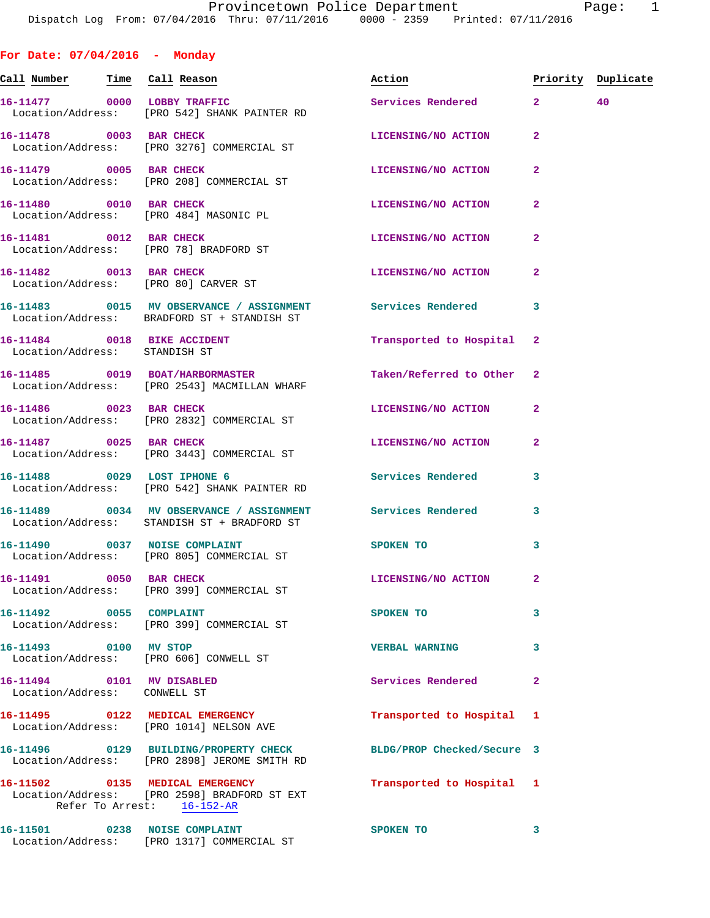Provincetown Police Department

Dispatch Log From: 07/04/2016 Thru: 07/11/2016 0000 - 2359 Printed: 07/11/2016

## For Date: 07/04/2016 - Monday

| Call Number | Time | Call Reason | Action | Priority | Duplicate |
|---|---|---|---|---|---|
| 16-11477 | 0000 | LOBBY TRAFFIC<br>Location/Address: [PRO 542] SHANK PAINTER RD | Services Rendered | 2 | 40 |
| 16-11478 | 0003 | BAR CHECK<br>Location/Address: [PRO 3276] COMMERCIAL ST | LICENSING/NO ACTION | 2 | |
| 16-11479 | 0005 | BAR CHECK<br>Location/Address: [PRO 208] COMMERCIAL ST | LICENSING/NO ACTION | 2 | |
| 16-11480 | 0010 | BAR CHECK<br>Location/Address: [PRO 484] MASONIC PL | LICENSING/NO ACTION | 2 | |
| 16-11481 | 0012 | BAR CHECK<br>Location/Address: [PRO 78] BRADFORD ST | LICENSING/NO ACTION | 2 | |
| 16-11482 | 0013 | BAR CHECK<br>Location/Address: [PRO 80] CARVER ST | LICENSING/NO ACTION | 2 | |
| 16-11483 | 0015 | MV OBSERVANCE / ASSIGNMENT<br>Location/Address: BRADFORD ST + STANDISH ST | Services Rendered | 3 | |
| 16-11484 | 0018 | BIKE ACCIDENT<br>Location/Address: STANDISH ST | Transported to Hospital | 2 | |
| 16-11485 | 0019 | BOAT/HARBORMASTER<br>Location/Address: [PRO 2543] MACMILLAN WHARF | Taken/Referred to Other | 2 | |
| 16-11486 | 0023 | BAR CHECK<br>Location/Address: [PRO 2832] COMMERCIAL ST | LICENSING/NO ACTION | 2 | |
| 16-11487 | 0025 | BAR CHECK<br>Location/Address: [PRO 3443] COMMERCIAL ST | LICENSING/NO ACTION | 2 | |
| 16-11488 | 0029 | LOST IPHONE 6<br>Location/Address: [PRO 542] SHANK PAINTER RD | Services Rendered | 3 | |
| 16-11489 | 0034 | MV OBSERVANCE / ASSIGNMENT<br>Location/Address: STANDISH ST + BRADFORD ST | Services Rendered | 3 | |
| 16-11490 | 0037 | NOISE COMPLAINT<br>Location/Address: [PRO 805] COMMERCIAL ST | SPOKEN TO | 3 | |
| 16-11491 | 0050 | BAR CHECK<br>Location/Address: [PRO 399] COMMERCIAL ST | LICENSING/NO ACTION | 2 | |
| 16-11492 | 0055 | COMPLAINT<br>Location/Address: [PRO 399] COMMERCIAL ST | SPOKEN TO | 3 | |
| 16-11493 | 0100 | MV STOP<br>Location/Address: [PRO 606] CONWELL ST | VERBAL WARNING | 3 | |
| 16-11494 | 0101 | MV DISABLED<br>Location/Address: CONWELL ST | Services Rendered | 2 | |
| 16-11495 | 0122 | MEDICAL EMERGENCY<br>Location/Address: [PRO 1014] NELSON AVE | Transported to Hospital | 1 | |
| 16-11496 | 0129 | BUILDING/PROPERTY CHECK<br>Location/Address: [PRO 2898] JEROME SMITH RD | BLDG/PROP Checked/Secure | 3 | |
| 16-11502 | 0135 | MEDICAL EMERGENCY<br>Location/Address: [PRO 2598] BRADFORD ST EXT<br>Refer To Arrest: 16-152-AR | Transported to Hospital | 1 | |
| 16-11501 | 0238 | NOISE COMPLAINT<br>Location/Address: [PRO 1317] COMMERCIAL ST | SPOKEN TO | 3 | |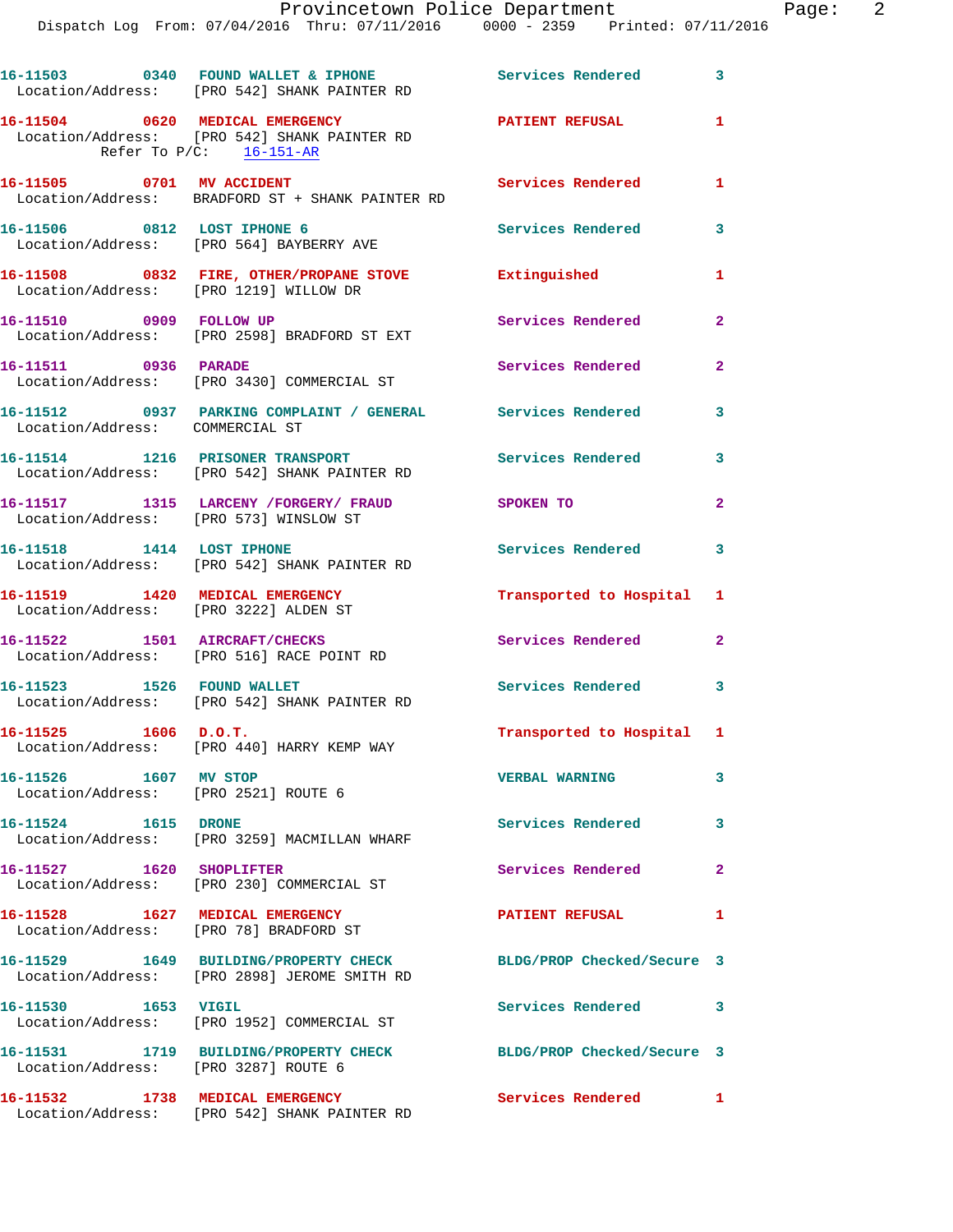16-11503 0340 **FOUND WALLET & IPHONE** Services Rendered 3
Location/Address: [PRO 542] SHANK PAINTER RD

16-11504 0620 **MEDICAL EMERGENCY** PATIENT REFUSAL 1
Location/Address: [PRO 542] SHANK PAINTER RD
Refer To P/C: 16-151-AR

16-11505 0701 **MV ACCIDENT** Services Rendered 1
Location/Address: BRADFORD ST + SHANK PAINTER RD

16-11506 0812 **LOST IPHONE 6** Services Rendered 3
Location/Address: [PRO 564] BAYBERRY AVE

16-11508 0832 **FIRE, OTHER/PROPANE STOVE** Extinguished 1
Location/Address: [PRO 1219] WILLOW DR

16-11510 0909 **FOLLOW UP** Services Rendered 2
Location/Address: [PRO 2598] BRADFORD ST EXT

16-11511 0936 **PARADE** Services Rendered 2
Location/Address: [PRO 3430] COMMERCIAL ST

16-11512 0937 **PARKING COMPLAINT / GENERAL** Services Rendered 3
Location/Address: COMMERCIAL ST

16-11514 1216 **PRISONER TRANSPORT** Services Rendered 3
Location/Address: [PRO 542] SHANK PAINTER RD

16-11517 1315 **LARCENY /FORGERY/ FRAUD** SPOKEN TO 2
Location/Address: [PRO 573] WINSLOW ST

16-11518 1414 **LOST IPHONE** Services Rendered 3
Location/Address: [PRO 542] SHANK PAINTER RD

16-11519 1420 **MEDICAL EMERGENCY** Transported to Hospital 1
Location/Address: [PRO 3222] ALDEN ST

16-11522 1501 **AIRCRAFT/CHECKS** Services Rendered 2
Location/Address: [PRO 516] RACE POINT RD

16-11523 1526 **FOUND WALLET** Services Rendered 3
Location/Address: [PRO 542] SHANK PAINTER RD

16-11525 1606 **D.O.T.** Transported to Hospital 1
Location/Address: [PRO 440] HARRY KEMP WAY

16-11526 1607 **MV STOP** VERBAL WARNING 3
Location/Address: [PRO 2521] ROUTE 6

16-11524 1615 **DRONE** Services Rendered 3
Location/Address: [PRO 3259] MACMILLAN WHARF

16-11527 1620 **SHOPLIFTER** Services Rendered 2
Location/Address: [PRO 230] COMMERCIAL ST

16-11528 1627 **MEDICAL EMERGENCY** PATIENT REFUSAL 1
Location/Address: [PRO 78] BRADFORD ST

16-11529 1649 **BUILDING/PROPERTY CHECK** BLDG/PROP Checked/Secure 3
Location/Address: [PRO 2898] JEROME SMITH RD

16-11530 1653 **VIGIL** Services Rendered 3
Location/Address: [PRO 1952] COMMERCIAL ST

16-11531 1719 **BUILDING/PROPERTY CHECK** BLDG/PROP Checked/Secure 3
Location/Address: [PRO 3287] ROUTE 6

16-11532 1738 **MEDICAL EMERGENCY** Services Rendered 1
Location/Address: [PRO 542] SHANK PAINTER RD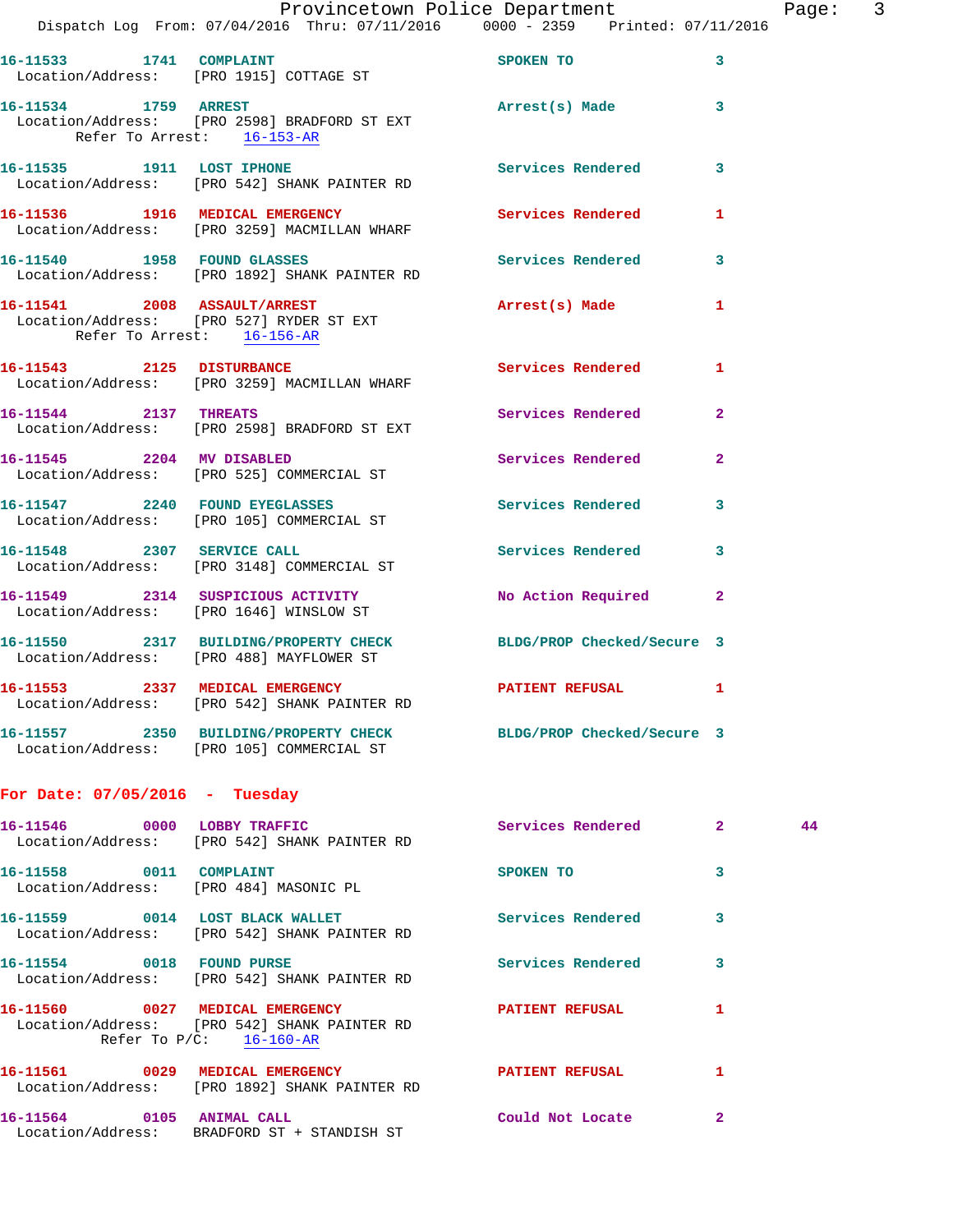16-11533 1741 COMPLAINT SPOKEN TO 3
Location/Address: [PRO 1915] COTTAGE ST

16-11534 1759 ARREST Arrest(s) Made 3
Location/Address: [PRO 2598] BRADFORD ST EXT
Refer To Arrest: 16-153-AR

16-11535 1911 LOST IPHONE Services Rendered 3
Location/Address: [PRO 542] SHANK PAINTER RD

16-11536 1916 MEDICAL EMERGENCY Services Rendered 1
Location/Address: [PRO 3259] MACMILLAN WHARF

16-11540 1958 FOUND GLASSES Services Rendered 3
Location/Address: [PRO 1892] SHANK PAINTER RD

16-11541 2008 ASSAULT/ARREST Arrest(s) Made 1
Location/Address: [PRO 527] RYDER ST EXT
Refer To Arrest: 16-156-AR

16-11543 2125 DISTURBANCE Services Rendered 1
Location/Address: [PRO 3259] MACMILLAN WHARF

16-11544 2137 THREATS Services Rendered 2
Location/Address: [PRO 2598] BRADFORD ST EXT

16-11545 2204 MV DISABLED Services Rendered 2
Location/Address: [PRO 525] COMMERCIAL ST

16-11547 2240 FOUND EYEGLASSES Services Rendered 3
Location/Address: [PRO 105] COMMERCIAL ST

16-11548 2307 SERVICE CALL Services Rendered 3
Location/Address: [PRO 3148] COMMERCIAL ST

16-11549 2314 SUSPICIOUS ACTIVITY No Action Required 2
Location/Address: [PRO 1646] WINSLOW ST

16-11550 2317 BUILDING/PROPERTY CHECK BLDG/PROP Checked/Secure 3
Location/Address: [PRO 488] MAYFLOWER ST

16-11553 2337 MEDICAL EMERGENCY PATIENT REFUSAL 1
Location/Address: [PRO 542] SHANK PAINTER RD

16-11557 2350 BUILDING/PROPERTY CHECK BLDG/PROP Checked/Secure 3
Location/Address: [PRO 105] COMMERCIAL ST

## For Date: 07/05/2016 - Tuesday

16-11546 0000 LOBBY TRAFFIC Services Rendered 2 44
Location/Address: [PRO 542] SHANK PAINTER RD

16-11558 0011 COMPLAINT SPOKEN TO 3
Location/Address: [PRO 484] MASONIC PL

16-11559 0014 LOST BLACK WALLET Services Rendered 3
Location/Address: [PRO 542] SHANK PAINTER RD

16-11554 0018 FOUND PURSE Services Rendered 3
Location/Address: [PRO 542] SHANK PAINTER RD

16-11560 0027 MEDICAL EMERGENCY PATIENT REFUSAL 1
Location/Address: [PRO 542] SHANK PAINTER RD
Refer To P/C: 16-160-AR

16-11561 0029 MEDICAL EMERGENCY PATIENT REFUSAL 1
Location/Address: [PRO 1892] SHANK PAINTER RD

16-11564 0105 ANIMAL CALL Could Not Locate 2
Location/Address: BRADFORD ST + STANDISH ST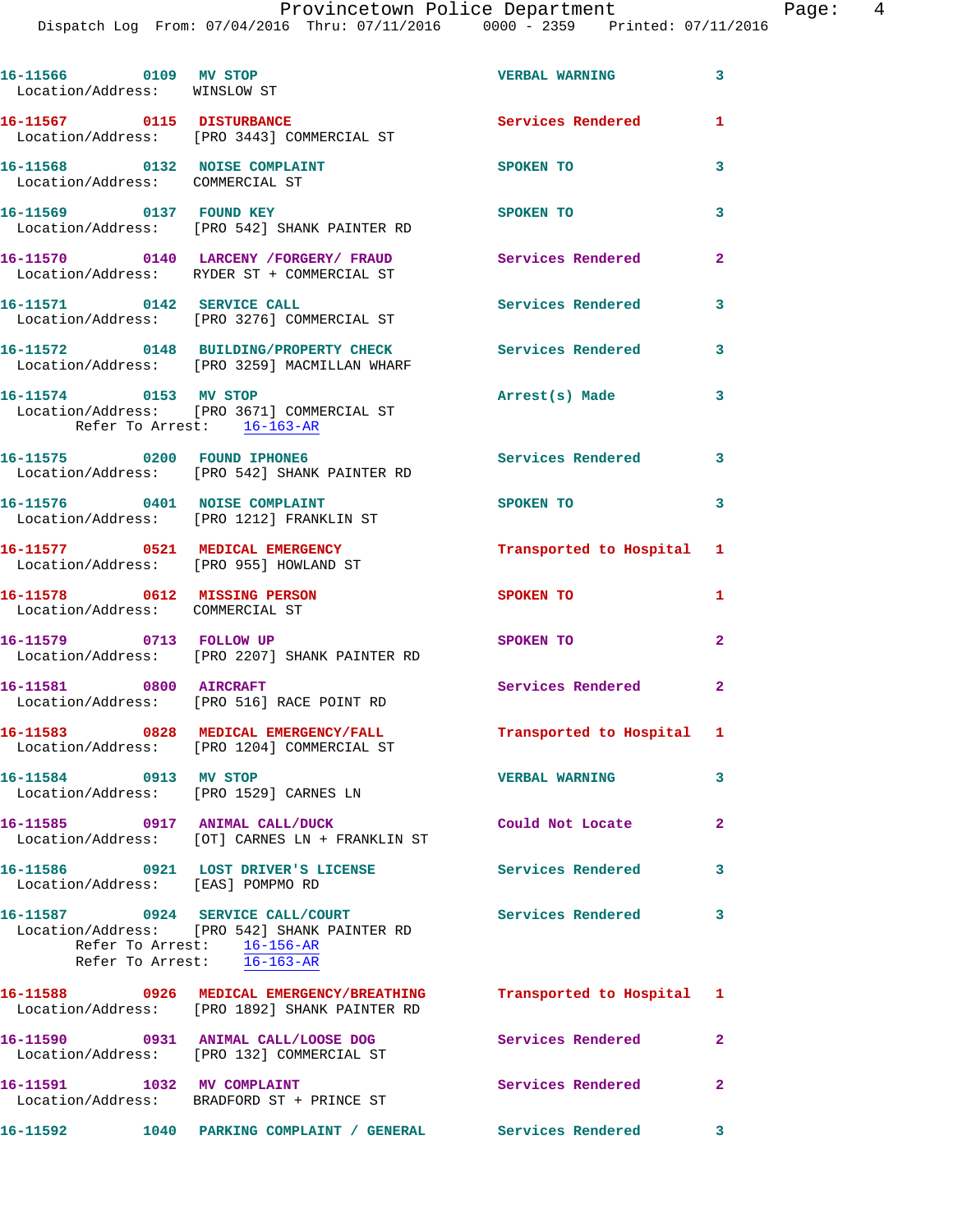16-11566 0109 MV STOP VERBAL WARNING 3
Location/Address: WINSLOW ST

16-11567 0115 DISTURBANCE Services Rendered 1
Location/Address: [PRO 3443] COMMERCIAL ST

16-11568 0132 NOISE COMPLAINT SPOKEN TO 3
Location/Address: COMMERCIAL ST

16-11569 0137 FOUND KEY SPOKEN TO 3
Location/Address: [PRO 542] SHANK PAINTER RD

16-11570 0140 LARCENY /FORGERY/ FRAUD Services Rendered 2
Location/Address: RYDER ST + COMMERCIAL ST

16-11571 0142 SERVICE CALL Services Rendered 3
Location/Address: [PRO 3276] COMMERCIAL ST

16-11572 0148 BUILDING/PROPERTY CHECK Services Rendered 3
Location/Address: [PRO 3259] MACMILLAN WHARF

16-11574 0153 MV STOP Arrest(s) Made 3
Location/Address: [PRO 3671] COMMERCIAL ST
Refer To Arrest: 16-163-AR

16-11575 0200 FOUND IPHONE6 Services Rendered 3
Location/Address: [PRO 542] SHANK PAINTER RD

16-11576 0401 NOISE COMPLAINT SPOKEN TO 3
Location/Address: [PRO 1212] FRANKLIN ST

16-11577 0521 MEDICAL EMERGENCY Transported to Hospital 1
Location/Address: [PRO 955] HOWLAND ST

16-11578 0612 MISSING PERSON SPOKEN TO 1
Location/Address: COMMERCIAL ST

16-11579 0713 FOLLOW UP SPOKEN TO 2
Location/Address: [PRO 2207] SHANK PAINTER RD

16-11581 0800 AIRCRAFT Services Rendered 2
Location/Address: [PRO 516] RACE POINT RD

16-11583 0828 MEDICAL EMERGENCY/FALL Transported to Hospital 1
Location/Address: [PRO 1204] COMMERCIAL ST

16-11584 0913 MV STOP VERBAL WARNING 3
Location/Address: [PRO 1529] CARNES LN

16-11585 0917 ANIMAL CALL/DUCK Could Not Locate 2
Location/Address: [OT] CARNES LN + FRANKLIN ST

16-11586 0921 LOST DRIVER'S LICENSE Services Rendered 3
Location/Address: [EAS] POMPMO RD

16-11587 0924 SERVICE CALL/COURT Services Rendered 3
Location/Address: [PRO 542] SHANK PAINTER RD
Refer To Arrest: 16-156-AR
Refer To Arrest: 16-163-AR

16-11588 0926 MEDICAL EMERGENCY/BREATHING Transported to Hospital 1
Location/Address: [PRO 1892] SHANK PAINTER RD

16-11590 0931 ANIMAL CALL/LOOSE DOG Services Rendered 2
Location/Address: [PRO 132] COMMERCIAL ST

16-11591 1032 MV COMPLAINT Services Rendered 2
Location/Address: BRADFORD ST + PRINCE ST

16-11592 1040 PARKING COMPLAINT / GENERAL Services Rendered 3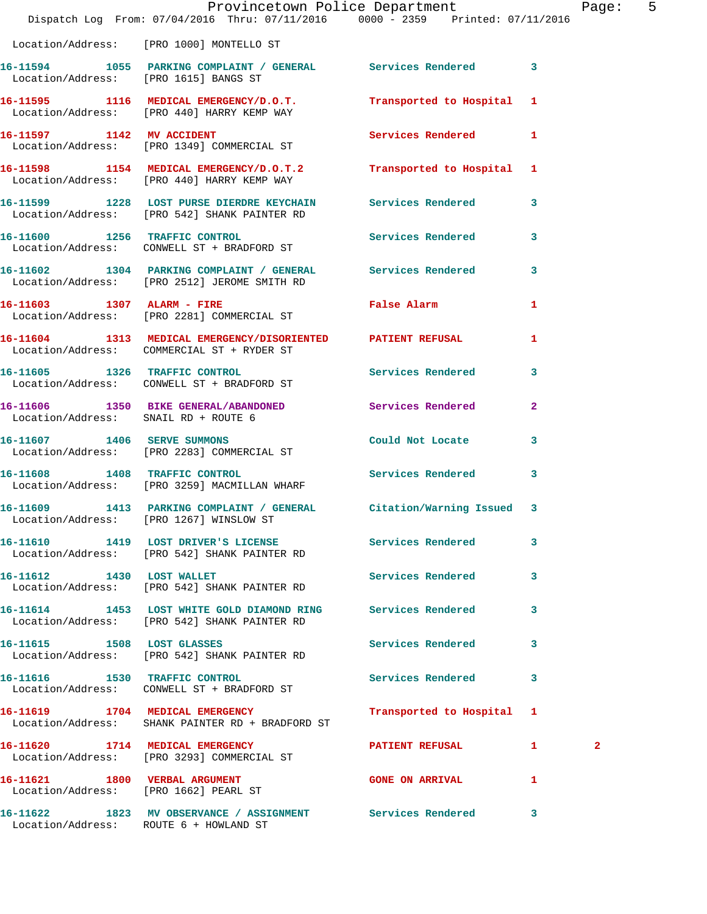Location/Address: [PRO 1000] MONTELLO ST

| Call # | Time | Call Reason | Action | Priority | |
|---|---|---|---|---|---|
| 16-11594 | 1055 | PARKING COMPLAINT / GENERAL | Services Rendered | 3 | |
| Location/Address: [PRO 1615] BANGS ST | | | | | |
| 16-11595 | 1116 | MEDICAL EMERGENCY/D.O.T. | Transported to Hospital | 1 | |
| Location/Address: [PRO 440] HARRY KEMP WAY | | | | | |
| 16-11597 | 1142 | MV ACCIDENT | Services Rendered | 1 | |
| Location/Address: [PRO 1349] COMMERCIAL ST | | | | | |
| 16-11598 | 1154 | MEDICAL EMERGENCY/D.O.T.2 | Transported to Hospital | 1 | |
| Location/Address: [PRO 440] HARRY KEMP WAY | | | | | |
| 16-11599 | 1228 | LOST PURSE DIERDRE KEYCHAIN | Services Rendered | 3 | |
| Location/Address: [PRO 542] SHANK PAINTER RD | | | | | |
| 16-11600 | 1256 | TRAFFIC CONTROL | Services Rendered | 3 | |
| Location/Address: CONWELL ST + BRADFORD ST | | | | | |
| 16-11602 | 1304 | PARKING COMPLAINT / GENERAL | Services Rendered | 3 | |
| Location/Address: [PRO 2512] JEROME SMITH RD | | | | | |
| 16-11603 | 1307 | ALARM - FIRE | False Alarm | 1 | |
| Location/Address: [PRO 2281] COMMERCIAL ST | | | | | |
| 16-11604 | 1313 | MEDICAL EMERGENCY/DISORIENTED | PATIENT REFUSAL | 1 | |
| Location/Address: COMMERCIAL ST + RYDER ST | | | | | |
| 16-11605 | 1326 | TRAFFIC CONTROL | Services Rendered | 3 | |
| Location/Address: CONWELL ST + BRADFORD ST | | | | | |
| 16-11606 | 1350 | BIKE GENERAL/ABANDONED | Services Rendered | 2 | |
| Location/Address: SNAIL RD + ROUTE 6 | | | | | |
| 16-11607 | 1406 | SERVE SUMMONS | Could Not Locate | 3 | |
| Location/Address: [PRO 2283] COMMERCIAL ST | | | | | |
| 16-11608 | 1408 | TRAFFIC CONTROL | Services Rendered | 3 | |
| Location/Address: [PRO 3259] MACMILLAN WHARF | | | | | |
| 16-11609 | 1413 | PARKING COMPLAINT / GENERAL | Citation/Warning Issued | 3 | |
| Location/Address: [PRO 1267] WINSLOW ST | | | | | |
| 16-11610 | 1419 | LOST DRIVER'S LICENSE | Services Rendered | 3 | |
| Location/Address: [PRO 542] SHANK PAINTER RD | | | | | |
| 16-11612 | 1430 | LOST WALLET | Services Rendered | 3 | |
| Location/Address: [PRO 542] SHANK PAINTER RD | | | | | |
| 16-11614 | 1453 | LOST WHITE GOLD DIAMOND RING | Services Rendered | 3 | |
| Location/Address: [PRO 542] SHANK PAINTER RD | | | | | |
| 16-11615 | 1508 | LOST GLASSES | Services Rendered | 3 | |
| Location/Address: [PRO 542] SHANK PAINTER RD | | | | | |
| 16-11616 | 1530 | TRAFFIC CONTROL | Services Rendered | 3 | |
| Location/Address: CONWELL ST + BRADFORD ST | | | | | |
| 16-11619 | 1704 | MEDICAL EMERGENCY | Transported to Hospital | 1 | |
| Location/Address: SHANK PAINTER RD + BRADFORD ST | | | | | |
| 16-11620 | 1714 | MEDICAL EMERGENCY | PATIENT REFUSAL | 1 | 2 |
| Location/Address: [PRO 3293] COMMERCIAL ST | | | | | |
| 16-11621 | 1800 | VERBAL ARGUMENT | GONE ON ARRIVAL | 1 | |
| Location/Address: [PRO 1662] PEARL ST | | | | | |
| 16-11622 | 1823 | MV OBSERVANCE / ASSIGNMENT | Services Rendered | 3 | |
| Location/Address: ROUTE 6 + HOWLAND ST | | | | | |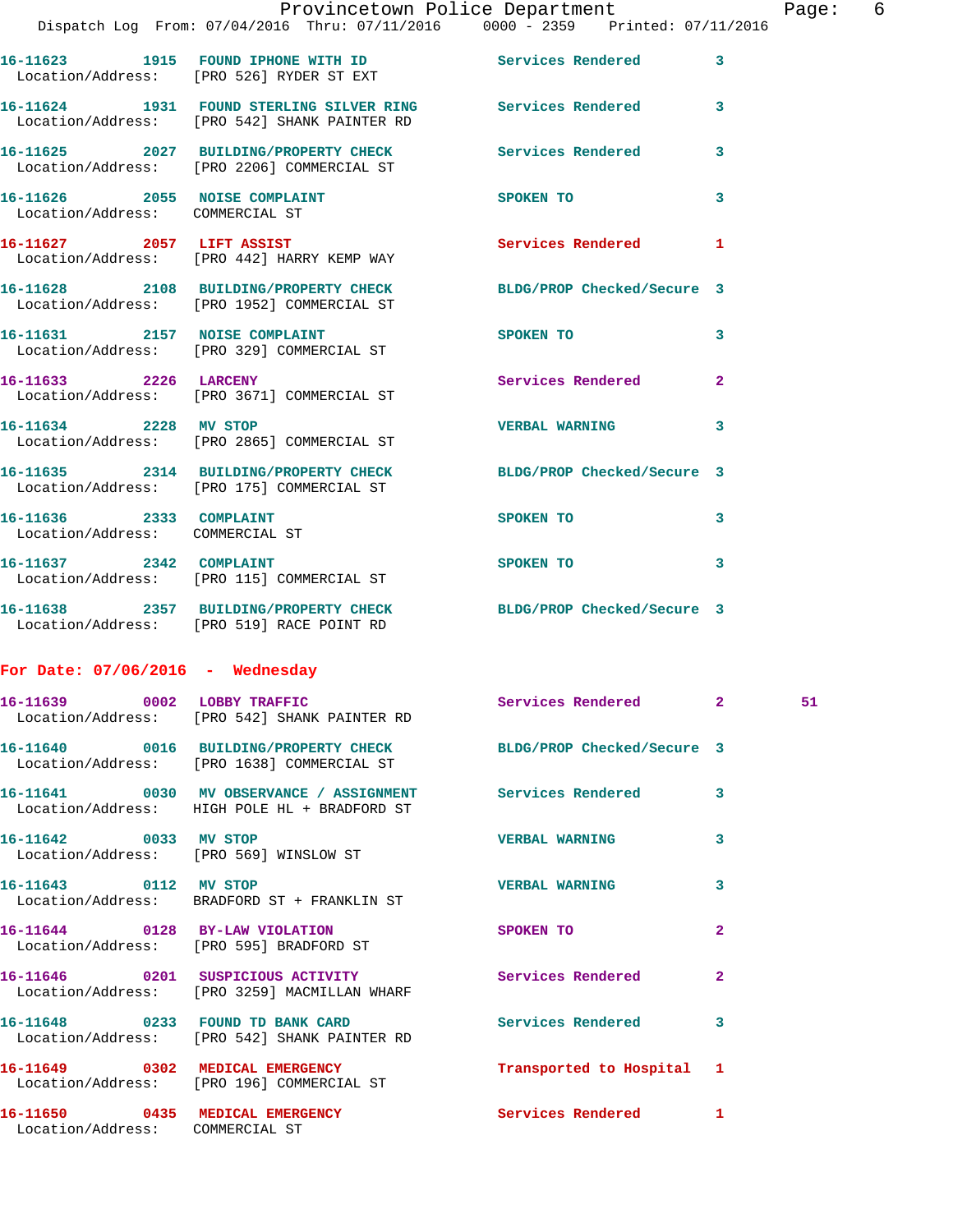16-11623 1915 FOUND IPHONE WITH ID Services Rendered 3
Location/Address: [PRO 526] RYDER ST EXT

16-11624 1931 FOUND STERLING SILVER RING Services Rendered 3
Location/Address: [PRO 542] SHANK PAINTER RD

16-11625 2027 BUILDING/PROPERTY CHECK Services Rendered 3
Location/Address: [PRO 2206] COMMERCIAL ST

16-11626 2055 NOISE COMPLAINT SPOKEN TO 3
Location/Address: COMMERCIAL ST

16-11627 2057 LIFT ASSIST Services Rendered 1
Location/Address: [PRO 442] HARRY KEMP WAY

16-11628 2108 BUILDING/PROPERTY CHECK BLDG/PROP Checked/Secure 3
Location/Address: [PRO 1952] COMMERCIAL ST

16-11631 2157 NOISE COMPLAINT SPOKEN TO 3
Location/Address: [PRO 329] COMMERCIAL ST

16-11633 2226 LARCENY Services Rendered 2
Location/Address: [PRO 3671] COMMERCIAL ST

16-11634 2228 MV STOP VERBAL WARNING 3
Location/Address: [PRO 2865] COMMERCIAL ST

16-11635 2314 BUILDING/PROPERTY CHECK BLDG/PROP Checked/Secure 3
Location/Address: [PRO 175] COMMERCIAL ST

16-11636 2333 COMPLAINT SPOKEN TO 3
Location/Address: COMMERCIAL ST

16-11637 2342 COMPLAINT SPOKEN TO 3
Location/Address: [PRO 115] COMMERCIAL ST

16-11638 2357 BUILDING/PROPERTY CHECK BLDG/PROP Checked/Secure 3
Location/Address: [PRO 519] RACE POINT RD

## For Date: 07/06/2016 - Wednesday

16-11639 0002 LOBBY TRAFFIC Services Rendered 2 51
Location/Address: [PRO 542] SHANK PAINTER RD

16-11640 0016 BUILDING/PROPERTY CHECK BLDG/PROP Checked/Secure 3
Location/Address: [PRO 1638] COMMERCIAL ST

16-11641 0030 MV OBSERVANCE / ASSIGNMENT Services Rendered 3
Location/Address: HIGH POLE HL + BRADFORD ST

16-11642 0033 MV STOP VERBAL WARNING 3
Location/Address: [PRO 569] WINSLOW ST

16-11643 0112 MV STOP VERBAL WARNING 3
Location/Address: BRADFORD ST + FRANKLIN ST

16-11644 0128 BY-LAW VIOLATION SPOKEN TO 2
Location/Address: [PRO 595] BRADFORD ST

16-11646 0201 SUSPICIOUS ACTIVITY Services Rendered 2
Location/Address: [PRO 3259] MACMILLAN WHARF

16-11648 0233 FOUND TD BANK CARD Services Rendered 3
Location/Address: [PRO 542] SHANK PAINTER RD

16-11649 0302 MEDICAL EMERGENCY Transported to Hospital 1
Location/Address: [PRO 196] COMMERCIAL ST

16-11650 0435 MEDICAL EMERGENCY Services Rendered 1
Location/Address: COMMERCIAL ST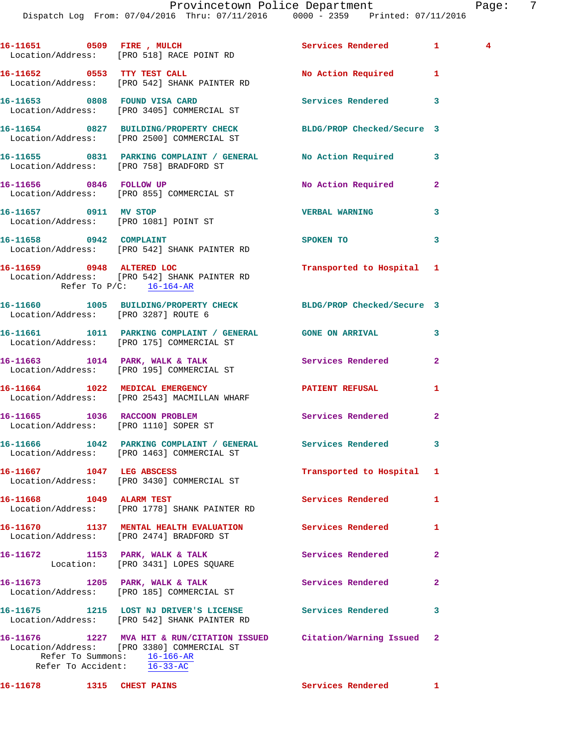16-11651 0509 FIRE , MULCH Services Rendered 1 4
Location/Address: [PRO 518] RACE POINT RD

16-11652 0553 TTY TEST CALL No Action Required 1
Location/Address: [PRO 542] SHANK PAINTER RD

16-11653 0808 FOUND VISA CARD Services Rendered 3
Location/Address: [PRO 3405] COMMERCIAL ST

16-11654 0827 BUILDING/PROPERTY CHECK BLDG/PROP Checked/Secure 3
Location/Address: [PRO 2500] COMMERCIAL ST

16-11655 0831 PARKING COMPLAINT / GENERAL No Action Required 3
Location/Address: [PRO 758] BRADFORD ST

16-11656 0846 FOLLOW UP No Action Required 2
Location/Address: [PRO 855] COMMERCIAL ST

16-11657 0911 MV STOP VERBAL WARNING 3
Location/Address: [PRO 1081] POINT ST

16-11658 0942 COMPLAINT SPOKEN TO 3
Location/Address: [PRO 542] SHANK PAINTER RD

16-11659 0948 ALTERED LOC Transported to Hospital 1
Location/Address: [PRO 542] SHANK PAINTER RD
Refer To P/C: 16-164-AR

16-11660 1005 BUILDING/PROPERTY CHECK BLDG/PROP Checked/Secure 3
Location/Address: [PRO 3287] ROUTE 6

16-11661 1011 PARKING COMPLAINT / GENERAL GONE ON ARRIVAL 3
Location/Address: [PRO 175] COMMERCIAL ST

16-11663 1014 PARK, WALK & TALK Services Rendered 2
Location/Address: [PRO 195] COMMERCIAL ST

16-11664 1022 MEDICAL EMERGENCY PATIENT REFUSAL 1
Location/Address: [PRO 2543] MACMILLAN WHARF

16-11665 1036 RACCOON PROBLEM Services Rendered 2
Location/Address: [PRO 1110] SOPER ST

16-11666 1042 PARKING COMPLAINT / GENERAL Services Rendered 3
Location/Address: [PRO 1463] COMMERCIAL ST

16-11667 1047 LEG ABSCESS Transported to Hospital 1
Location/Address: [PRO 3430] COMMERCIAL ST

16-11668 1049 ALARM TEST Services Rendered 1
Location/Address: [PRO 1778] SHANK PAINTER RD

16-11670 1137 MENTAL HEALTH EVALUATION Services Rendered 1
Location/Address: [PRO 2474] BRADFORD ST

16-11672 1153 PARK, WALK & TALK Services Rendered 2
Location: [PRO 3431] LOPES SQUARE

16-11673 1205 PARK, WALK & TALK Services Rendered 2
Location/Address: [PRO 185] COMMERCIAL ST

16-11675 1215 LOST NJ DRIVER'S LICENSE Services Rendered 3
Location/Address: [PRO 542] SHANK PAINTER RD

16-11676 1227 MVA HIT & RUN/CITATION ISSUED Citation/Warning Issued 2
Location/Address: [PRO 3380] COMMERCIAL ST
Refer To Summons: 16-166-AR
Refer To Accident: 16-33-AC

16-11678 1315 CHEST PAINS Services Rendered 1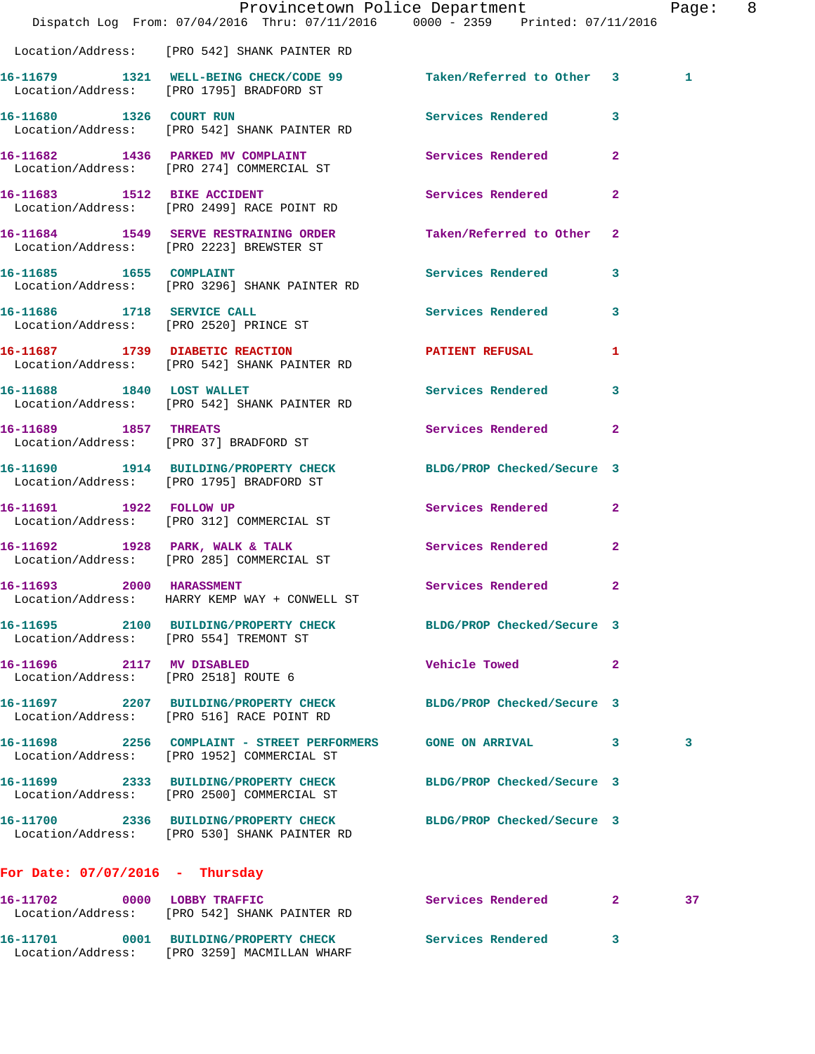Location/Address: [PRO 542] SHANK PAINTER RD

16-11679 1321 WELL-BEING CHECK/CODE 99 Taken/Referred to Other 3 1
Location/Address: [PRO 1795] BRADFORD ST

16-11680 1326 COURT RUN Services Rendered 3
Location/Address: [PRO 542] SHANK PAINTER RD

16-11682 1436 PARKED MV COMPLAINT Services Rendered 2
Location/Address: [PRO 274] COMMERCIAL ST

16-11683 1512 BIKE ACCIDENT Services Rendered 2
Location/Address: [PRO 2499] RACE POINT RD

16-11684 1549 SERVE RESTRAINING ORDER Taken/Referred to Other 2
Location/Address: [PRO 2223] BREWSTER ST

16-11685 1655 COMPLAINT Services Rendered 3
Location/Address: [PRO 3296] SHANK PAINTER RD

16-11686 1718 SERVICE CALL Services Rendered 3
Location/Address: [PRO 2520] PRINCE ST

16-11687 1739 DIABETIC REACTION PATIENT REFUSAL 1
Location/Address: [PRO 542] SHANK PAINTER RD

16-11688 1840 LOST WALLET Services Rendered 3
Location/Address: [PRO 542] SHANK PAINTER RD

16-11689 1857 THREATS Services Rendered 2
Location/Address: [PRO 37] BRADFORD ST

16-11690 1914 BUILDING/PROPERTY CHECK BLDG/PROP Checked/Secure 3
Location/Address: [PRO 1795] BRADFORD ST

16-11691 1922 FOLLOW UP Services Rendered 2
Location/Address: [PRO 312] COMMERCIAL ST

16-11692 1928 PARK, WALK & TALK Services Rendered 2
Location/Address: [PRO 285] COMMERCIAL ST

16-11693 2000 HARASSMENT Services Rendered 2
Location/Address: HARRY KEMP WAY + CONWELL ST

16-11695 2100 BUILDING/PROPERTY CHECK BLDG/PROP Checked/Secure 3
Location/Address: [PRO 554] TREMONT ST

16-11696 2117 MV DISABLED Vehicle Towed 2
Location/Address: [PRO 2518] ROUTE 6

16-11697 2207 BUILDING/PROPERTY CHECK BLDG/PROP Checked/Secure 3
Location/Address: [PRO 516] RACE POINT RD

16-11698 2256 COMPLAINT - STREET PERFORMERS GONE ON ARRIVAL 3 3
Location/Address: [PRO 1952] COMMERCIAL ST

16-11699 2333 BUILDING/PROPERTY CHECK BLDG/PROP Checked/Secure 3
Location/Address: [PRO 2500] COMMERCIAL ST

16-11700 2336 BUILDING/PROPERTY CHECK BLDG/PROP Checked/Secure 3
Location/Address: [PRO 530] SHANK PAINTER RD

**For Date: 07/07/2016 - Thursday**

16-11702 0000 LOBBY TRAFFIC Services Rendered 2 37
Location/Address: [PRO 542] SHANK PAINTER RD

16-11701 0001 BUILDING/PROPERTY CHECK Services Rendered 3
Location/Address: [PRO 3259] MACMILLAN WHARF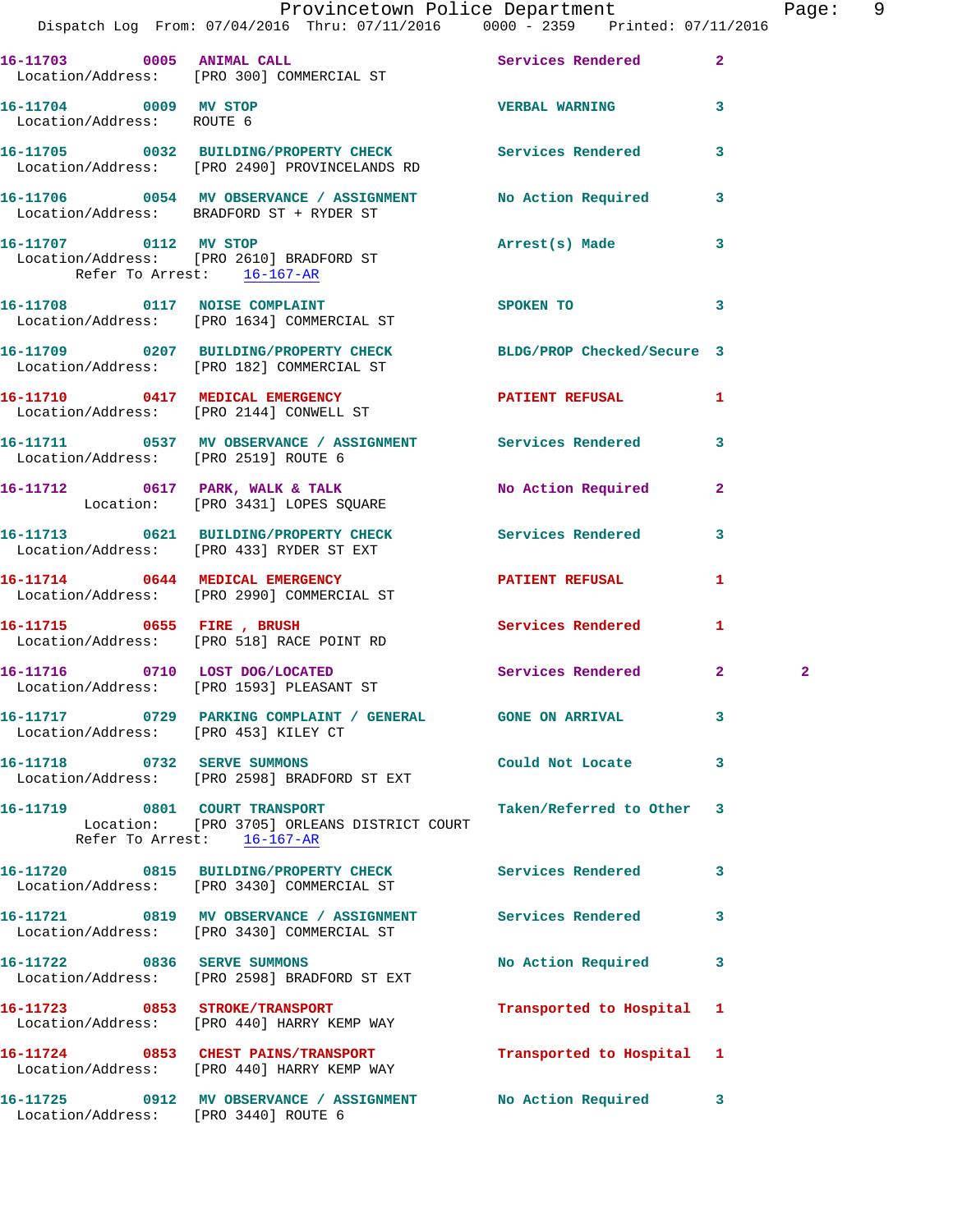| Call # | Time | Call Type | Disposition | Priority | |
|---|---|---|---|---|---|
| 16-11703 | 0005 | ANIMAL CALL | Services Rendered | 2 | |
| Location/Address: [PRO 300] COMMERCIAL ST | | | | | |
| 16-11704 | 0009 | MV STOP | VERBAL WARNING | 3 | |
| Location/Address: ROUTE 6 | | | | | |
| 16-11705 | 0032 | BUILDING/PROPERTY CHECK | Services Rendered | 3 | |
| Location/Address: [PRO 2490] PROVINCELANDS RD | | | | | |
| 16-11706 | 0054 | MV OBSERVANCE / ASSIGNMENT | No Action Required | 3 | |
| Location/Address: BRADFORD ST + RYDER ST | | | | | |
| 16-11707 | 0112 | MV STOP | Arrest(s) Made | 3 | |
| Location/Address: [PRO 2610] BRADFORD ST; Refer To Arrest: 16-167-AR | | | | | |
| 16-11708 | 0117 | NOISE COMPLAINT | SPOKEN TO | 3 | |
| Location/Address: [PRO 1634] COMMERCIAL ST | | | | | |
| 16-11709 | 0207 | BUILDING/PROPERTY CHECK | BLDG/PROP Checked/Secure | 3 | |
| Location/Address: [PRO 182] COMMERCIAL ST | | | | | |
| 16-11710 | 0417 | MEDICAL EMERGENCY | PATIENT REFUSAL | 1 | |
| Location/Address: [PRO 2144] CONWELL ST | | | | | |
| 16-11711 | 0537 | MV OBSERVANCE / ASSIGNMENT | Services Rendered | 3 | |
| Location/Address: [PRO 2519] ROUTE 6 | | | | | |
| 16-11712 | 0617 | PARK, WALK & TALK | No Action Required | 2 | |
| Location: [PRO 3431] LOPES SQUARE | | | | | |
| 16-11713 | 0621 | BUILDING/PROPERTY CHECK | Services Rendered | 3 | |
| Location/Address: [PRO 433] RYDER ST EXT | | | | | |
| 16-11714 | 0644 | MEDICAL EMERGENCY | PATIENT REFUSAL | 1 | |
| Location/Address: [PRO 2990] COMMERCIAL ST | | | | | |
| 16-11715 | 0655 | FIRE , BRUSH | Services Rendered | 1 | |
| Location/Address: [PRO 518] RACE POINT RD | | | | | |
| 16-11716 | 0710 | LOST DOG/LOCATED | Services Rendered | 2 | 2 |
| Location/Address: [PRO 1593] PLEASANT ST | | | | | |
| 16-11717 | 0729 | PARKING COMPLAINT / GENERAL | GONE ON ARRIVAL | 3 | |
| Location/Address: [PRO 453] KILEY CT | | | | | |
| 16-11718 | 0732 | SERVE SUMMONS | Could Not Locate | 3 | |
| Location/Address: [PRO 2598] BRADFORD ST EXT | | | | | |
| 16-11719 | 0801 | COURT TRANSPORT | Taken/Referred to Other | 3 | |
| Location: [PRO 3705] ORLEANS DISTRICT COURT; Refer To Arrest: 16-167-AR | | | | | |
| 16-11720 | 0815 | BUILDING/PROPERTY CHECK | Services Rendered | 3 | |
| Location/Address: [PRO 3430] COMMERCIAL ST | | | | | |
| 16-11721 | 0819 | MV OBSERVANCE / ASSIGNMENT | Services Rendered | 3 | |
| Location/Address: [PRO 3430] COMMERCIAL ST | | | | | |
| 16-11722 | 0836 | SERVE SUMMONS | No Action Required | 3 | |
| Location/Address: [PRO 2598] BRADFORD ST EXT | | | | | |
| 16-11723 | 0853 | STROKE/TRANSPORT | Transported to Hospital | 1 | |
| Location/Address: [PRO 440] HARRY KEMP WAY | | | | | |
| 16-11724 | 0853 | CHEST PAINS/TRANSPORT | Transported to Hospital | 1 | |
| Location/Address: [PRO 440] HARRY KEMP WAY | | | | | |
| 16-11725 | 0912 | MV OBSERVANCE / ASSIGNMENT | No Action Required | 3 | |
| Location/Address: [PRO 3440] ROUTE 6 | | | | | |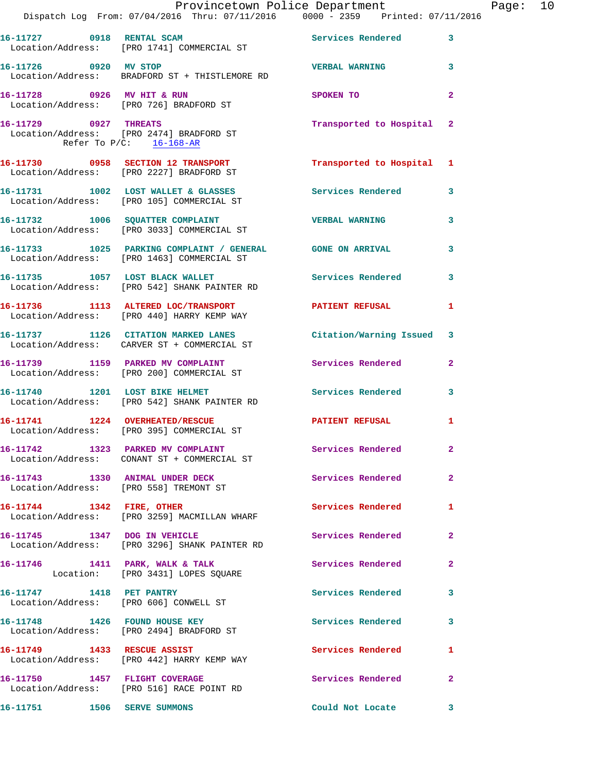16-11727 0918 RENTAL SCAM Services Rendered 3
Location/Address: [PRO 1741] COMMERCIAL ST

16-11726 0920 MV STOP VERBAL WARNING 3
Location/Address: BRADFORD ST + THISTLEMORE RD

16-11728 0926 MV HIT & RUN SPOKEN TO 2
Location/Address: [PRO 726] BRADFORD ST

16-11729 0927 THREATS Transported to Hospital 2
Location/Address: [PRO 2474] BRADFORD ST
Refer To P/C: 16-168-AR

16-11730 0958 SECTION 12 TRANSPORT Transported to Hospital 1
Location/Address: [PRO 2227] BRADFORD ST

16-11731 1002 LOST WALLET & GLASSES Services Rendered 3
Location/Address: [PRO 105] COMMERCIAL ST

16-11732 1006 SQUATTER COMPLAINT VERBAL WARNING 3
Location/Address: [PRO 3033] COMMERCIAL ST

16-11733 1025 PARKING COMPLAINT / GENERAL GONE ON ARRIVAL 3
Location/Address: [PRO 1463] COMMERCIAL ST

16-11735 1057 LOST BLACK WALLET Services Rendered 3
Location/Address: [PRO 542] SHANK PAINTER RD

16-11736 1113 ALTERED LOC/TRANSPORT PATIENT REFUSAL 1
Location/Address: [PRO 440] HARRY KEMP WAY

16-11737 1126 CITATION MARKED LANES Citation/Warning Issued 3
Location/Address: CARVER ST + COMMERCIAL ST

16-11739 1159 PARKED MV COMPLAINT Services Rendered 2
Location/Address: [PRO 200] COMMERCIAL ST

16-11740 1201 LOST BIKE HELMET Services Rendered 3
Location/Address: [PRO 542] SHANK PAINTER RD

16-11741 1224 OVERHEATED/RESCUE PATIENT REFUSAL 1
Location/Address: [PRO 395] COMMERCIAL ST

16-11742 1323 PARKED MV COMPLAINT Services Rendered 2
Location/Address: CONANT ST + COMMERCIAL ST

16-11743 1330 ANIMAL UNDER DECK Services Rendered 2
Location/Address: [PRO 558] TREMONT ST

16-11744 1342 FIRE, OTHER Services Rendered 1
Location/Address: [PRO 3259] MACMILLAN WHARF

16-11745 1347 DOG IN VEHICLE Services Rendered 2
Location/Address: [PRO 3296] SHANK PAINTER RD

16-11746 1411 PARK, WALK & TALK Services Rendered 2
Location: [PRO 3431] LOPES SQUARE

16-11747 1418 PET PANTRY Services Rendered 3
Location/Address: [PRO 606] CONWELL ST

16-11748 1426 FOUND HOUSE KEY Services Rendered 3
Location/Address: [PRO 2494] BRADFORD ST

16-11749 1433 RESCUE ASSIST Services Rendered 1
Location/Address: [PRO 442] HARRY KEMP WAY

16-11750 1457 FLIGHT COVERAGE Services Rendered 2
Location/Address: [PRO 516] RACE POINT RD

16-11751 1506 SERVE SUMMONS Could Not Locate 3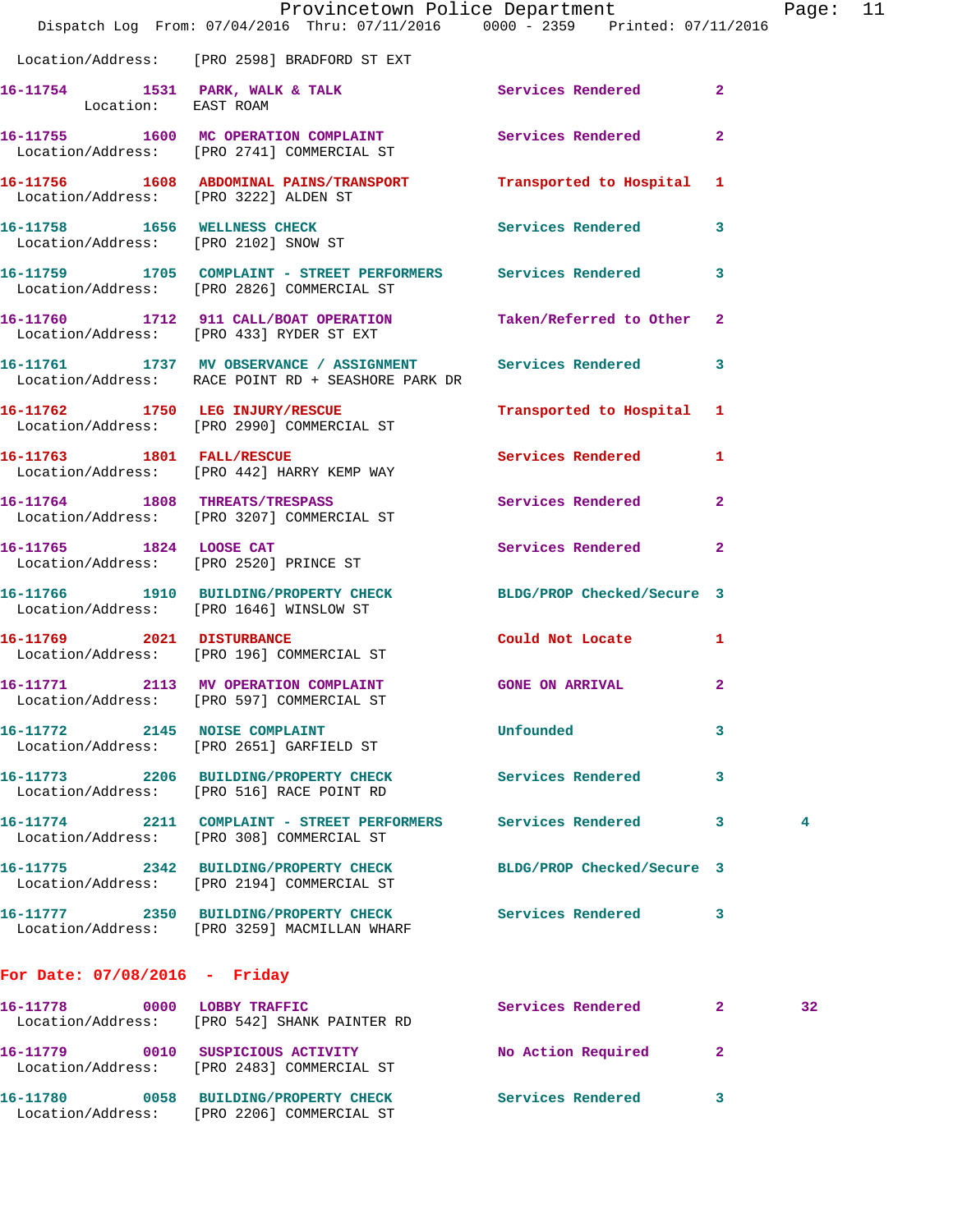Location/Address: [PRO 2598] BRADFORD ST EXT

16-11754 1531 PARK, WALK & TALK Services Rendered 2
Location: EAST ROAM

16-11755 1600 MC OPERATION COMPLAINT Services Rendered 2
Location/Address: [PRO 2741] COMMERCIAL ST

16-11756 1608 ABDOMINAL PAINS/TRANSPORT Transported to Hospital 1
Location/Address: [PRO 3222] ALDEN ST

16-11758 1656 WELLNESS CHECK Services Rendered 3
Location/Address: [PRO 2102] SNOW ST

16-11759 1705 COMPLAINT - STREET PERFORMERS Services Rendered 3
Location/Address: [PRO 2826] COMMERCIAL ST

16-11760 1712 911 CALL/BOAT OPERATION Taken/Referred to Other 2
Location/Address: [PRO 433] RYDER ST EXT

16-11761 1737 MV OBSERVANCE / ASSIGNMENT Services Rendered 3
Location/Address: RACE POINT RD + SEASHORE PARK DR

16-11762 1750 LEG INJURY/RESCUE Transported to Hospital 1
Location/Address: [PRO 2990] COMMERCIAL ST

16-11763 1801 FALL/RESCUE Services Rendered 1
Location/Address: [PRO 442] HARRY KEMP WAY

16-11764 1808 THREATS/TRESPASS Services Rendered 2
Location/Address: [PRO 3207] COMMERCIAL ST

16-11765 1824 LOOSE CAT Services Rendered 2
Location/Address: [PRO 2520] PRINCE ST

16-11766 1910 BUILDING/PROPERTY CHECK BLDG/PROP Checked/Secure 3
Location/Address: [PRO 1646] WINSLOW ST

16-11769 2021 DISTURBANCE Could Not Locate 1
Location/Address: [PRO 196] COMMERCIAL ST

16-11771 2113 MV OPERATION COMPLAINT GONE ON ARRIVAL 2
Location/Address: [PRO 597] COMMERCIAL ST

16-11772 2145 NOISE COMPLAINT Unfounded 3
Location/Address: [PRO 2651] GARFIELD ST

16-11773 2206 BUILDING/PROPERTY CHECK Services Rendered 3
Location/Address: [PRO 516] RACE POINT RD

16-11774 2211 COMPLAINT - STREET PERFORMERS Services Rendered 3 4
Location/Address: [PRO 308] COMMERCIAL ST

16-11775 2342 BUILDING/PROPERTY CHECK BLDG/PROP Checked/Secure 3
Location/Address: [PRO 2194] COMMERCIAL ST

16-11777 2350 BUILDING/PROPERTY CHECK Services Rendered 3
Location/Address: [PRO 3259] MACMILLAN WHARF

## For Date: 07/08/2016 - Friday

16-11778 0000 LOBBY TRAFFIC Services Rendered 2 32
Location/Address: [PRO 542] SHANK PAINTER RD

16-11779 0010 SUSPICIOUS ACTIVITY No Action Required 2
Location/Address: [PRO 2483] COMMERCIAL ST

16-11780 0058 BUILDING/PROPERTY CHECK Services Rendered 3
Location/Address: [PRO 2206] COMMERCIAL ST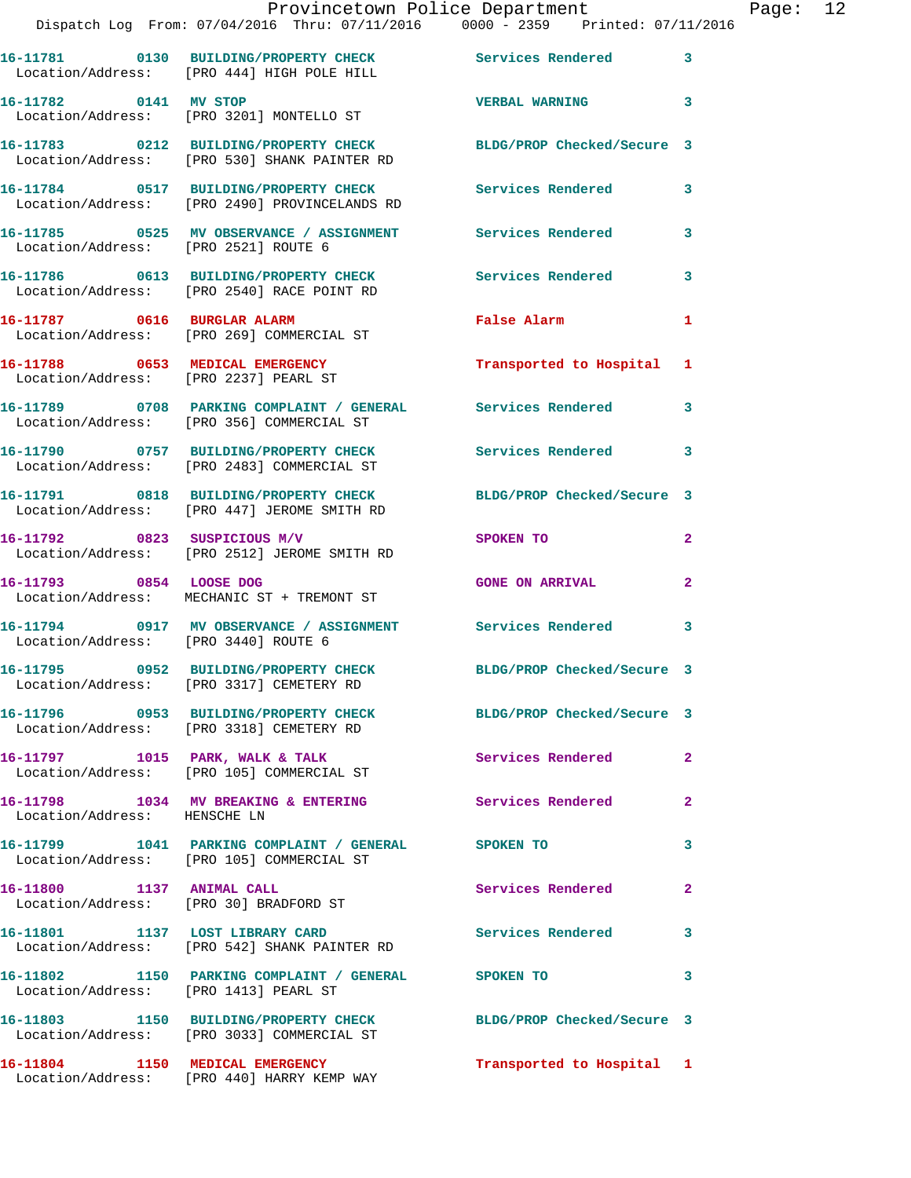16-11781 0130 BUILDING/PROPERTY CHECK Services Rendered 3
Location/Address: [PRO 444] HIGH POLE HILL

16-11782 0141 MV STOP VERBAL WARNING 3
Location/Address: [PRO 3201] MONTELLO ST

16-11783 0212 BUILDING/PROPERTY CHECK BLDG/PROP Checked/Secure 3
Location/Address: [PRO 530] SHANK PAINTER RD

16-11784 0517 BUILDING/PROPERTY CHECK Services Rendered 3
Location/Address: [PRO 2490] PROVINCELANDS RD

16-11785 0525 MV OBSERVANCE / ASSIGNMENT Services Rendered 3
Location/Address: [PRO 2521] ROUTE 6

16-11786 0613 BUILDING/PROPERTY CHECK Services Rendered 3
Location/Address: [PRO 2540] RACE POINT RD

16-11787 0616 BURGLAR ALARM False Alarm 1
Location/Address: [PRO 269] COMMERCIAL ST

16-11788 0653 MEDICAL EMERGENCY Transported to Hospital 1
Location/Address: [PRO 2237] PEARL ST

16-11789 0708 PARKING COMPLAINT / GENERAL Services Rendered 3
Location/Address: [PRO 356] COMMERCIAL ST

16-11790 0757 BUILDING/PROPERTY CHECK Services Rendered 3
Location/Address: [PRO 2483] COMMERCIAL ST

16-11791 0818 BUILDING/PROPERTY CHECK BLDG/PROP Checked/Secure 3
Location/Address: [PRO 447] JEROME SMITH RD

16-11792 0823 SUSPICIOUS M/V SPOKEN TO 2
Location/Address: [PRO 2512] JEROME SMITH RD

16-11793 0854 LOOSE DOG GONE ON ARRIVAL 2
Location/Address: MECHANIC ST + TREMONT ST

16-11794 0917 MV OBSERVANCE / ASSIGNMENT Services Rendered 3
Location/Address: [PRO 3440] ROUTE 6

16-11795 0952 BUILDING/PROPERTY CHECK BLDG/PROP Checked/Secure 3
Location/Address: [PRO 3317] CEMETERY RD

16-11796 0953 BUILDING/PROPERTY CHECK BLDG/PROP Checked/Secure 3
Location/Address: [PRO 3318] CEMETERY RD

16-11797 1015 PARK, WALK & TALK Services Rendered 2
Location/Address: [PRO 105] COMMERCIAL ST

16-11798 1034 MV BREAKING & ENTERING Services Rendered 2
Location/Address: HENSCHE LN

16-11799 1041 PARKING COMPLAINT / GENERAL SPOKEN TO 3
Location/Address: [PRO 105] COMMERCIAL ST

16-11800 1137 ANIMAL CALL Services Rendered 2
Location/Address: [PRO 30] BRADFORD ST

16-11801 1137 LOST LIBRARY CARD Services Rendered 3
Location/Address: [PRO 542] SHANK PAINTER RD

16-11802 1150 PARKING COMPLAINT / GENERAL SPOKEN TO 3
Location/Address: [PRO 1413] PEARL ST

16-11803 1150 BUILDING/PROPERTY CHECK BLDG/PROP Checked/Secure 3
Location/Address: [PRO 3033] COMMERCIAL ST

16-11804 1150 MEDICAL EMERGENCY Transported to Hospital 1
Location/Address: [PRO 440] HARRY KEMP WAY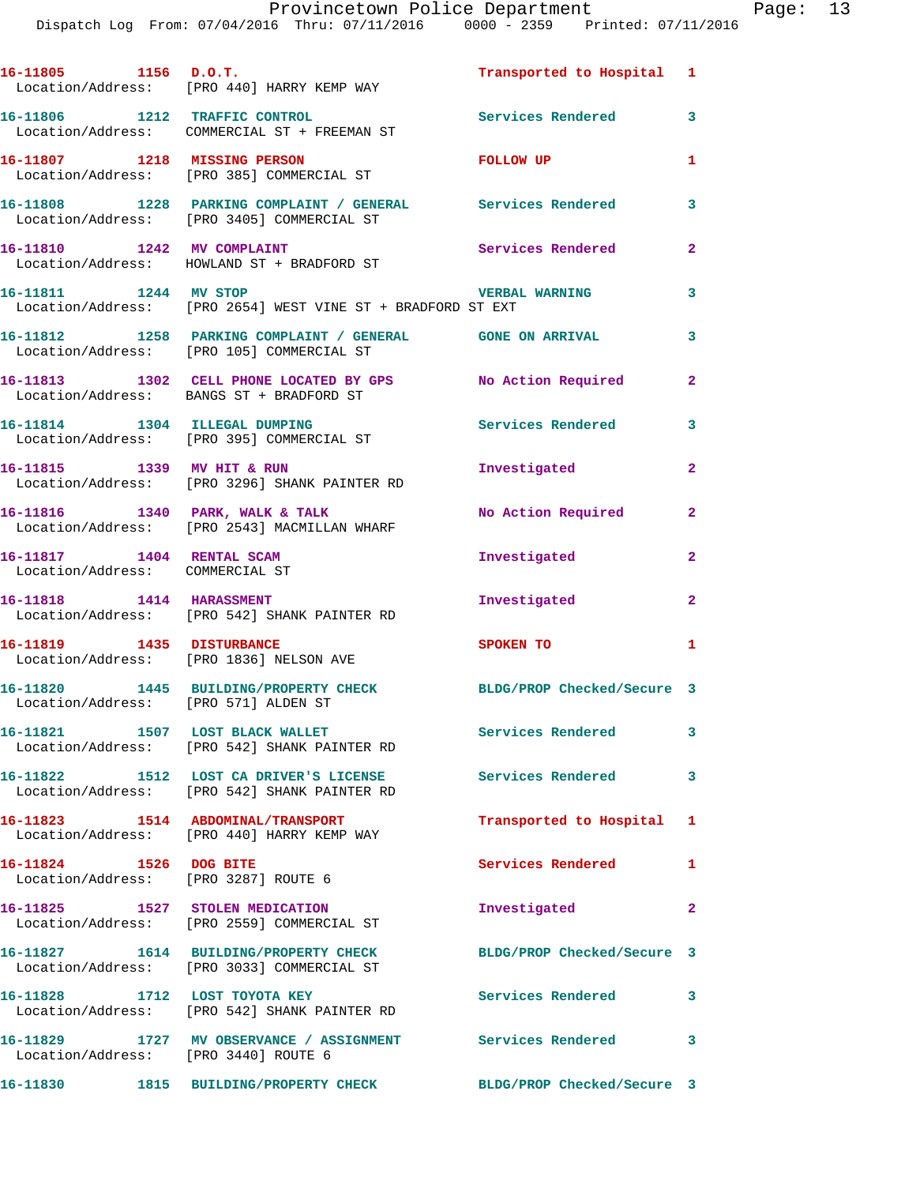16-11805 1156 D.O.T. Transported to Hospital 1
Location/Address: [PRO 440] HARRY KEMP WAY

16-11806 1212 TRAFFIC CONTROL Services Rendered 3
Location/Address: COMMERCIAL ST + FREEMAN ST

16-11807 1218 MISSING PERSON FOLLOW UP 1
Location/Address: [PRO 385] COMMERCIAL ST

16-11808 1228 PARKING COMPLAINT / GENERAL Services Rendered 3
Location/Address: [PRO 3405] COMMERCIAL ST

16-11810 1242 MV COMPLAINT Services Rendered 2
Location/Address: HOWLAND ST + BRADFORD ST

16-11811 1244 MV STOP VERBAL WARNING 3
Location/Address: [PRO 2654] WEST VINE ST + BRADFORD ST EXT

16-11812 1258 PARKING COMPLAINT / GENERAL GONE ON ARRIVAL 3
Location/Address: [PRO 105] COMMERCIAL ST

16-11813 1302 CELL PHONE LOCATED BY GPS No Action Required 2
Location/Address: BANGS ST + BRADFORD ST

16-11814 1304 ILLEGAL DUMPING Services Rendered 3
Location/Address: [PRO 395] COMMERCIAL ST

16-11815 1339 MV HIT & RUN Investigated 2
Location/Address: [PRO 3296] SHANK PAINTER RD

16-11816 1340 PARK, WALK & TALK No Action Required 2
Location/Address: [PRO 2543] MACMILLAN WHARF

16-11817 1404 RENTAL SCAM Investigated 2
Location/Address: COMMERCIAL ST

16-11818 1414 HARASSMENT Investigated 2
Location/Address: [PRO 542] SHANK PAINTER RD

16-11819 1435 DISTURBANCE SPOKEN TO 1
Location/Address: [PRO 1836] NELSON AVE

16-11820 1445 BUILDING/PROPERTY CHECK BLDG/PROP Checked/Secure 3
Location/Address: [PRO 571] ALDEN ST

16-11821 1507 LOST BLACK WALLET Services Rendered 3
Location/Address: [PRO 542] SHANK PAINTER RD

16-11822 1512 LOST CA DRIVER'S LICENSE Services Rendered 3
Location/Address: [PRO 542] SHANK PAINTER RD

16-11823 1514 ABDOMINAL/TRANSPORT Transported to Hospital 1
Location/Address: [PRO 440] HARRY KEMP WAY

16-11824 1526 DOG BITE Services Rendered 1
Location/Address: [PRO 3287] ROUTE 6

16-11825 1527 STOLEN MEDICATION Investigated 2
Location/Address: [PRO 2559] COMMERCIAL ST

16-11827 1614 BUILDING/PROPERTY CHECK BLDG/PROP Checked/Secure 3
Location/Address: [PRO 3033] COMMERCIAL ST

16-11828 1712 LOST TOYOTA KEY Services Rendered 3
Location/Address: [PRO 542] SHANK PAINTER RD

16-11829 1727 MV OBSERVANCE / ASSIGNMENT Services Rendered 3
Location/Address: [PRO 3440] ROUTE 6

16-11830 1815 BUILDING/PROPERTY CHECK BLDG/PROP Checked/Secure 3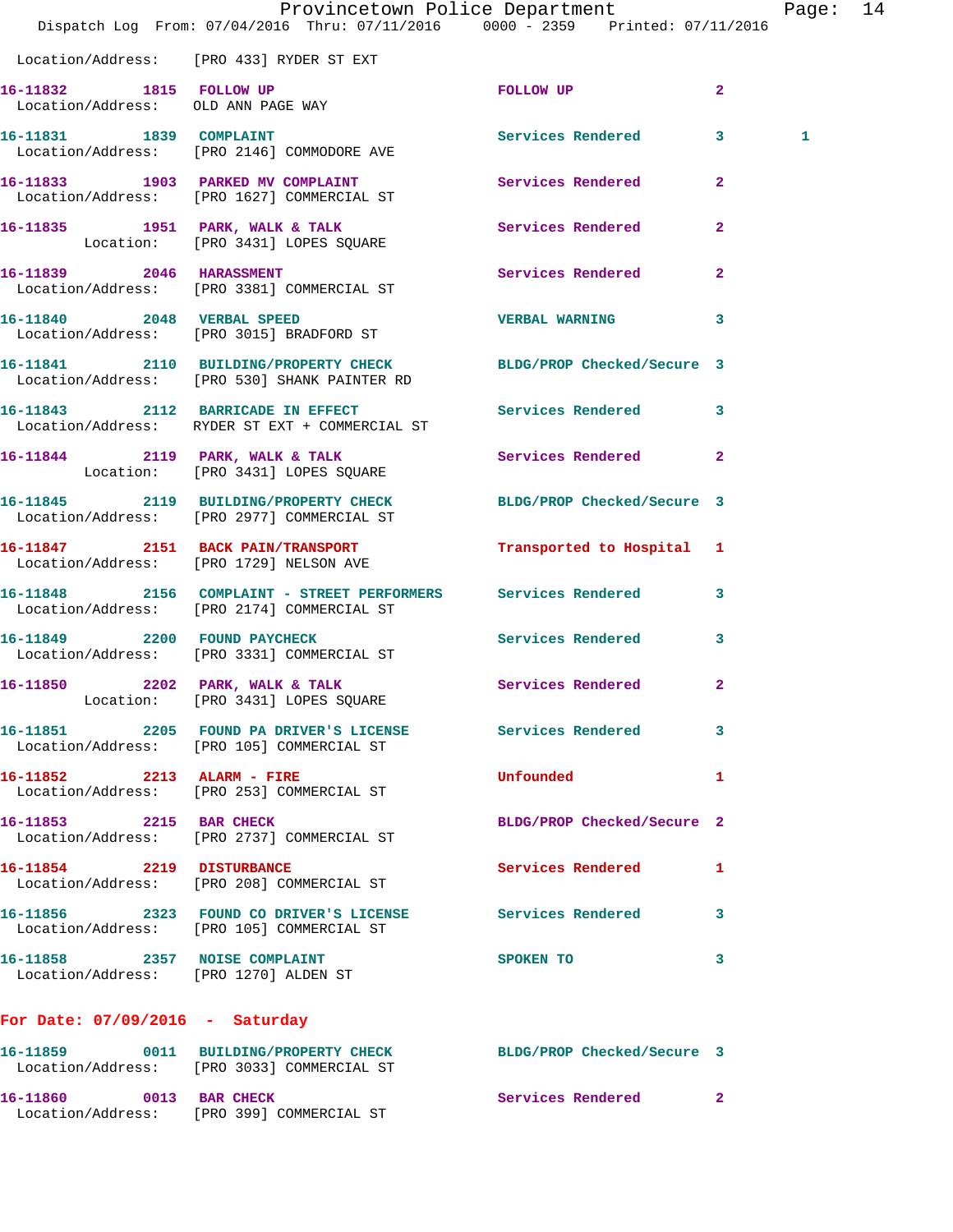Location/Address: [PRO 433] RYDER ST EXT

16-11832 1815 FOLLOW UP FOLLOW UP 2
Location/Address: OLD ANN PAGE WAY

16-11831 1839 COMPLAINT Services Rendered 3 1
Location/Address: [PRO 2146] COMMODORE AVE

16-11833 1903 PARKED MV COMPLAINT Services Rendered 2
Location/Address: [PRO 1627] COMMERCIAL ST

16-11835 1951 PARK, WALK & TALK Services Rendered 2
Location: [PRO 3431] LOPES SQUARE

16-11839 2046 HARASSMENT Services Rendered 2
Location/Address: [PRO 3381] COMMERCIAL ST

16-11840 2048 VERBAL SPEED VERBAL WARNING 3
Location/Address: [PRO 3015] BRADFORD ST

16-11841 2110 BUILDING/PROPERTY CHECK BLDG/PROP Checked/Secure 3
Location/Address: [PRO 530] SHANK PAINTER RD

16-11843 2112 BARRICADE IN EFFECT Services Rendered 3
Location/Address: RYDER ST EXT + COMMERCIAL ST

16-11844 2119 PARK, WALK & TALK Services Rendered 2
Location: [PRO 3431] LOPES SQUARE

16-11845 2119 BUILDING/PROPERTY CHECK BLDG/PROP Checked/Secure 3
Location/Address: [PRO 2977] COMMERCIAL ST

16-11847 2151 BACK PAIN/TRANSPORT Transported to Hospital 1
Location/Address: [PRO 1729] NELSON AVE

16-11848 2156 COMPLAINT - STREET PERFORMERS Services Rendered 3
Location/Address: [PRO 2174] COMMERCIAL ST

16-11849 2200 FOUND PAYCHECK Services Rendered 3
Location/Address: [PRO 3331] COMMERCIAL ST

16-11850 2202 PARK, WALK & TALK Services Rendered 2
Location: [PRO 3431] LOPES SQUARE

16-11851 2205 FOUND PA DRIVER'S LICENSE Services Rendered 3
Location/Address: [PRO 105] COMMERCIAL ST

16-11852 2213 ALARM - FIRE Unfounded 1
Location/Address: [PRO 253] COMMERCIAL ST

16-11853 2215 BAR CHECK BLDG/PROP Checked/Secure 2
Location/Address: [PRO 2737] COMMERCIAL ST

16-11854 2219 DISTURBANCE Services Rendered 1
Location/Address: [PRO 208] COMMERCIAL ST

16-11856 2323 FOUND CO DRIVER'S LICENSE Services Rendered 3
Location/Address: [PRO 105] COMMERCIAL ST

16-11858 2357 NOISE COMPLAINT SPOKEN TO 3
Location/Address: [PRO 1270] ALDEN ST

## For Date: 07/09/2016 - Saturday

16-11859 0011 BUILDING/PROPERTY CHECK BLDG/PROP Checked/Secure 3
Location/Address: [PRO 3033] COMMERCIAL ST

16-11860 0013 BAR CHECK Services Rendered 2
Location/Address: [PRO 399] COMMERCIAL ST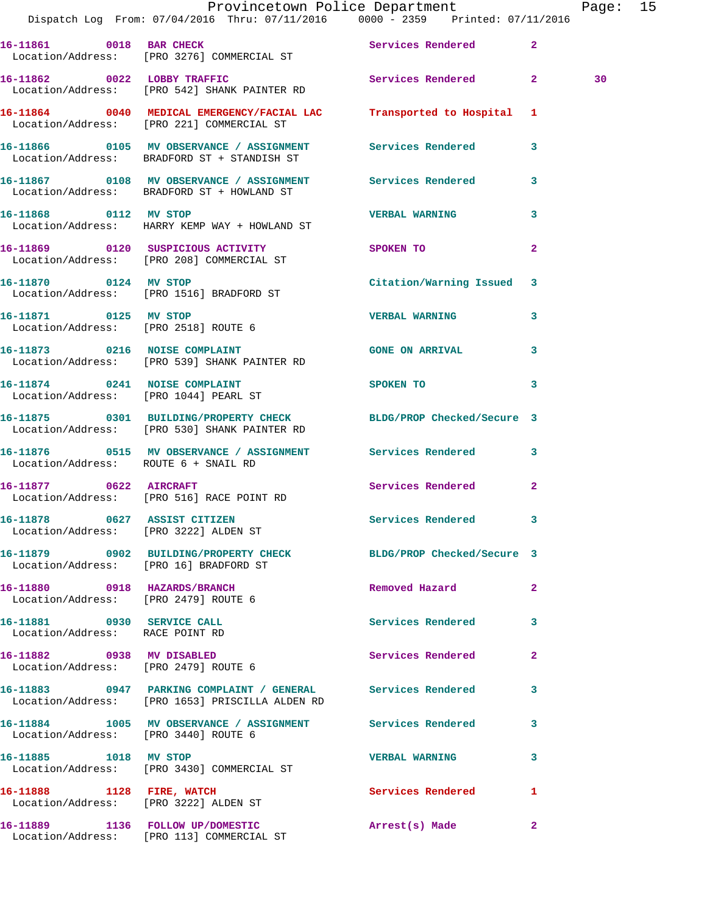| Call # | Time | Call Type | Disposition | Priority | |
|---|---|---|---|---|---|
| 16-11861 | 0018 | BAR CHECK | Services Rendered | 2 | |
| Location/Address: | | [PRO 3276] COMMERCIAL ST | | | |
| 16-11862 | 0022 | LOBBY TRAFFIC | Services Rendered | 2 | 30 |
| Location/Address: | | [PRO 542] SHANK PAINTER RD | | | |
| 16-11864 | 0040 | MEDICAL EMERGENCY/FACIAL LAC | Transported to Hospital | 1 | |
| Location/Address: | | [PRO 221] COMMERCIAL ST | | | |
| 16-11866 | 0105 | MV OBSERVANCE / ASSIGNMENT | Services Rendered | 3 | |
| Location/Address: | | BRADFORD ST + STANDISH ST | | | |
| 16-11867 | 0108 | MV OBSERVANCE / ASSIGNMENT | Services Rendered | 3 | |
| Location/Address: | | BRADFORD ST + HOWLAND ST | | | |
| 16-11868 | 0112 | MV STOP | VERBAL WARNING | 3 | |
| Location/Address: | | HARRY KEMP WAY + HOWLAND ST | | | |
| 16-11869 | 0120 | SUSPICIOUS ACTIVITY | SPOKEN TO | 2 | |
| Location/Address: | | [PRO 208] COMMERCIAL ST | | | |
| 16-11870 | 0124 | MV STOP | Citation/Warning Issued | 3 | |
| Location/Address: | | [PRO 1516] BRADFORD ST | | | |
| 16-11871 | 0125 | MV STOP | VERBAL WARNING | 3 | |
| Location/Address: | | [PRO 2518] ROUTE 6 | | | |
| 16-11873 | 0216 | NOISE COMPLAINT | GONE ON ARRIVAL | 3 | |
| Location/Address: | | [PRO 539] SHANK PAINTER RD | | | |
| 16-11874 | 0241 | NOISE COMPLAINT | SPOKEN TO | 3 | |
| Location/Address: | | [PRO 1044] PEARL ST | | | |
| 16-11875 | 0301 | BUILDING/PROPERTY CHECK | BLDG/PROP Checked/Secure | 3 | |
| Location/Address: | | [PRO 530] SHANK PAINTER RD | | | |
| 16-11876 | 0515 | MV OBSERVANCE / ASSIGNMENT | Services Rendered | 3 | |
| Location/Address: | | ROUTE 6 + SNAIL RD | | | |
| 16-11877 | 0622 | AIRCRAFT | Services Rendered | 2 | |
| Location/Address: | | [PRO 516] RACE POINT RD | | | |
| 16-11878 | 0627 | ASSIST CITIZEN | Services Rendered | 3 | |
| Location/Address: | | [PRO 3222] ALDEN ST | | | |
| 16-11879 | 0902 | BUILDING/PROPERTY CHECK | BLDG/PROP Checked/Secure | 3 | |
| Location/Address: | | [PRO 16] BRADFORD ST | | | |
| 16-11880 | 0918 | HAZARDS/BRANCH | Removed Hazard | 2 | |
| Location/Address: | | [PRO 2479] ROUTE 6 | | | |
| 16-11881 | 0930 | SERVICE CALL | Services Rendered | 3 | |
| Location/Address: | | RACE POINT RD | | | |
| 16-11882 | 0938 | MV DISABLED | Services Rendered | 2 | |
| Location/Address: | | [PRO 2479] ROUTE 6 | | | |
| 16-11883 | 0947 | PARKING COMPLAINT / GENERAL | Services Rendered | 3 | |
| Location/Address: | | [PRO 1653] PRISCILLA ALDEN RD | | | |
| 16-11884 | 1005 | MV OBSERVANCE / ASSIGNMENT | Services Rendered | 3 | |
| Location/Address: | | [PRO 3440] ROUTE 6 | | | |
| 16-11885 | 1018 | MV STOP | VERBAL WARNING | 3 | |
| Location/Address: | | [PRO 3430] COMMERCIAL ST | | | |
| 16-11888 | 1128 | FIRE, WATCH | Services Rendered | 1 | |
| Location/Address: | | [PRO 3222] ALDEN ST | | | |
| 16-11889 | 1136 | FOLLOW UP/DOMESTIC | Arrest(s) Made | 2 | |
| Location/Address: | | [PRO 113] COMMERCIAL ST | | | |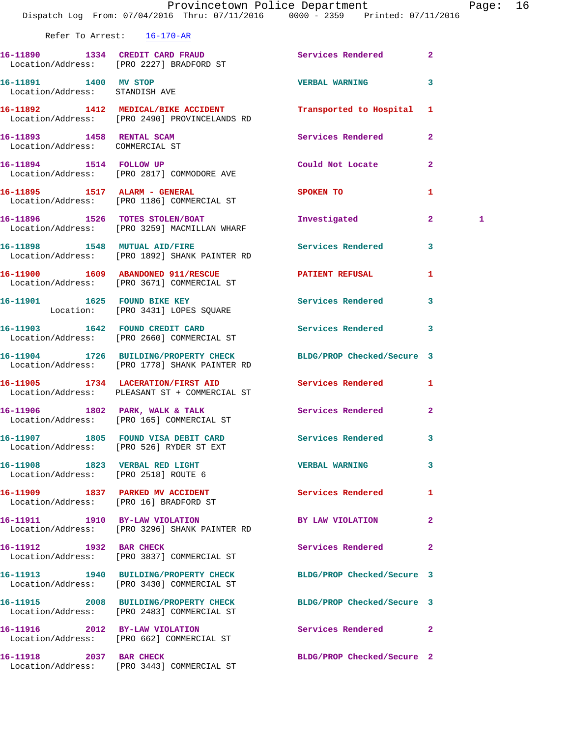Refer To Arrest: 16-170-AR

16-11890 1334 CREDIT CARD FRAUD Services Rendered 2
Location/Address: [PRO 2227] BRADFORD ST

16-11891 1400 MV STOP VERBAL WARNING 3
Location/Address: STANDISH AVE

16-11892 1412 MEDICAL/BIKE ACCIDENT Transported to Hospital 1
Location/Address: [PRO 2490] PROVINCELANDS RD

16-11893 1458 RENTAL SCAM Services Rendered 2
Location/Address: COMMERCIAL ST

16-11894 1514 FOLLOW UP Could Not Locate 2
Location/Address: [PRO 2817] COMMODORE AVE

16-11895 1517 ALARM - GENERAL SPOKEN TO 1
Location/Address: [PRO 1186] COMMERCIAL ST

16-11896 1526 TOTES STOLEN/BOAT Investigated 2 1
Location/Address: [PRO 3259] MACMILLAN WHARF

16-11898 1548 MUTUAL AID/FIRE Services Rendered 3
Location/Address: [PRO 1892] SHANK PAINTER RD

16-11900 1609 ABANDONED 911/RESCUE PATIENT REFUSAL 1
Location/Address: [PRO 3671] COMMERCIAL ST

16-11901 1625 FOUND BIKE KEY Services Rendered 3
Location: [PRO 3431] LOPES SQUARE

16-11903 1642 FOUND CREDIT CARD Services Rendered 3
Location/Address: [PRO 2660] COMMERCIAL ST

16-11904 1726 BUILDING/PROPERTY CHECK BLDG/PROP Checked/Secure 3
Location/Address: [PRO 1778] SHANK PAINTER RD

16-11905 1734 LACERATION/FIRST AID Services Rendered 1
Location/Address: PLEASANT ST + COMMERCIAL ST

16-11906 1802 PARK, WALK & TALK Services Rendered 2
Location/Address: [PRO 165] COMMERCIAL ST

16-11907 1805 FOUND VISA DEBIT CARD Services Rendered 3
Location/Address: [PRO 526] RYDER ST EXT

16-11908 1823 VERBAL RED LIGHT VERBAL WARNING 3
Location/Address: [PRO 2518] ROUTE 6

16-11909 1837 PARKED MV ACCIDENT Services Rendered 1
Location/Address: [PRO 16] BRADFORD ST

16-11911 1910 BY-LAW VIOLATION BY LAW VIOLATION 2
Location/Address: [PRO 3296] SHANK PAINTER RD

16-11912 1932 BAR CHECK Services Rendered 2
Location/Address: [PRO 3837] COMMERCIAL ST

16-11913 1940 BUILDING/PROPERTY CHECK BLDG/PROP Checked/Secure 3
Location/Address: [PRO 3430] COMMERCIAL ST

16-11915 2008 BUILDING/PROPERTY CHECK BLDG/PROP Checked/Secure 3
Location/Address: [PRO 2483] COMMERCIAL ST

16-11916 2012 BY-LAW VIOLATION Services Rendered 2
Location/Address: [PRO 662] COMMERCIAL ST

16-11918 2037 BAR CHECK BLDG/PROP Checked/Secure 2
Location/Address: [PRO 3443] COMMERCIAL ST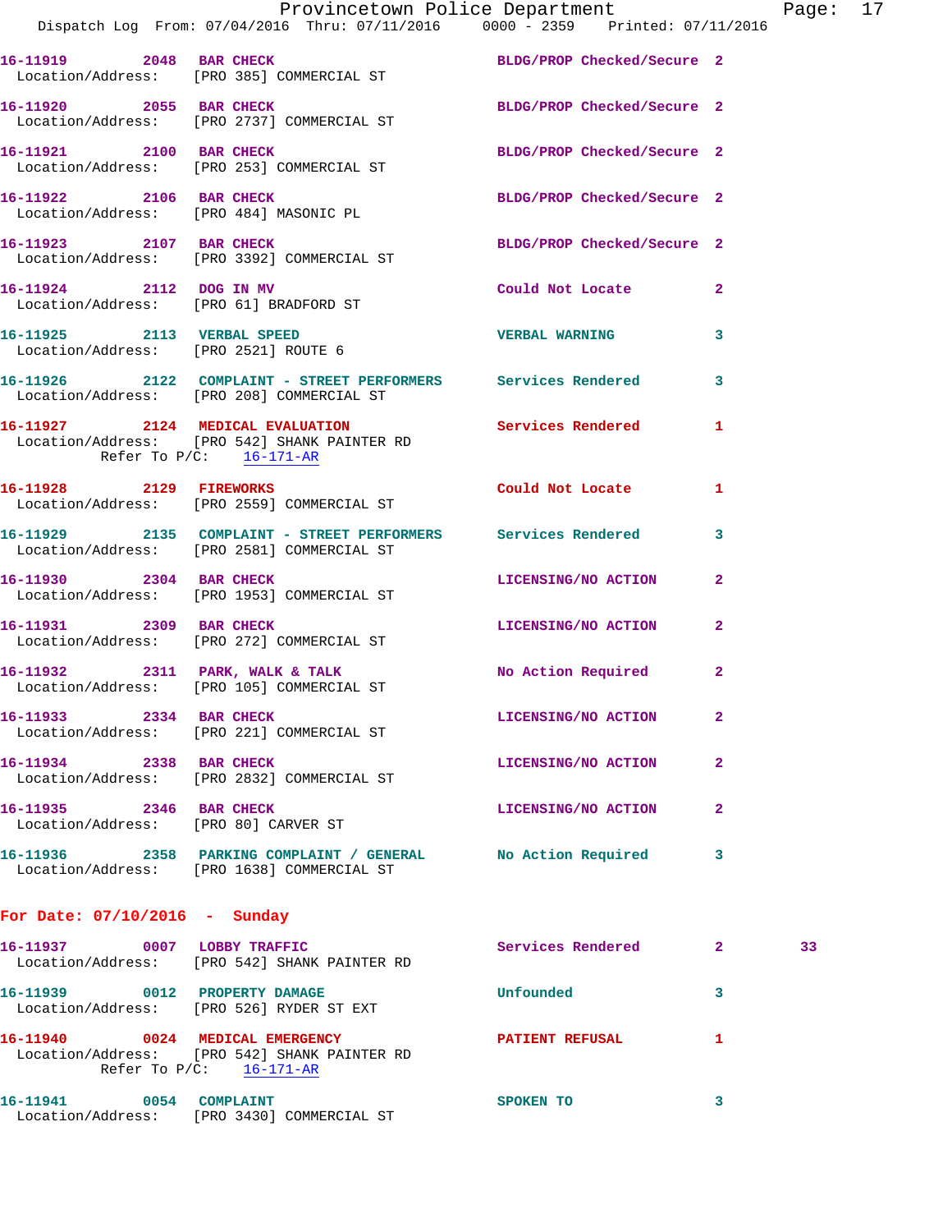16-11919 2048 BAR CHECK BLDG/PROP Checked/Secure 2
Location/Address: [PRO 385] COMMERCIAL ST

16-11920 2055 BAR CHECK BLDG/PROP Checked/Secure 2
Location/Address: [PRO 2737] COMMERCIAL ST

16-11921 2100 BAR CHECK BLDG/PROP Checked/Secure 2
Location/Address: [PRO 253] COMMERCIAL ST

16-11922 2106 BAR CHECK BLDG/PROP Checked/Secure 2
Location/Address: [PRO 484] MASONIC PL

16-11923 2107 BAR CHECK BLDG/PROP Checked/Secure 2
Location/Address: [PRO 3392] COMMERCIAL ST

16-11924 2112 DOG IN MV Could Not Locate 2
Location/Address: [PRO 61] BRADFORD ST

16-11925 2113 VERBAL SPEED VERBAL WARNING 3
Location/Address: [PRO 2521] ROUTE 6

16-11926 2122 COMPLAINT - STREET PERFORMERS Services Rendered 3
Location/Address: [PRO 208] COMMERCIAL ST

16-11927 2124 MEDICAL EVALUATION Services Rendered 1
Location/Address: [PRO 542] SHANK PAINTER RD
Refer To P/C: 16-171-AR

16-11928 2129 FIREWORKS Could Not Locate 1
Location/Address: [PRO 2559] COMMERCIAL ST

16-11929 2135 COMPLAINT - STREET PERFORMERS Services Rendered 3
Location/Address: [PRO 2581] COMMERCIAL ST

16-11930 2304 BAR CHECK LICENSING/NO ACTION 2
Location/Address: [PRO 1953] COMMERCIAL ST

16-11931 2309 BAR CHECK LICENSING/NO ACTION 2
Location/Address: [PRO 272] COMMERCIAL ST

16-11932 2311 PARK, WALK & TALK No Action Required 2
Location/Address: [PRO 105] COMMERCIAL ST

16-11933 2334 BAR CHECK LICENSING/NO ACTION 2
Location/Address: [PRO 221] COMMERCIAL ST

16-11934 2338 BAR CHECK LICENSING/NO ACTION 2
Location/Address: [PRO 2832] COMMERCIAL ST

16-11935 2346 BAR CHECK LICENSING/NO ACTION 2
Location/Address: [PRO 80] CARVER ST

16-11936 2358 PARKING COMPLAINT / GENERAL No Action Required 3
Location/Address: [PRO 1638] COMMERCIAL ST

## For Date: 07/10/2016 - Sunday

16-11937 0007 LOBBY TRAFFIC Services Rendered 2 33
Location/Address: [PRO 542] SHANK PAINTER RD

16-11939 0012 PROPERTY DAMAGE Unfounded 3
Location/Address: [PRO 526] RYDER ST EXT

16-11940 0024 MEDICAL EMERGENCY PATIENT REFUSAL 1
Location/Address: [PRO 542] SHANK PAINTER RD
Refer To P/C: 16-171-AR

16-11941 0054 COMPLAINT SPOKEN TO 3
Location/Address: [PRO 3430] COMMERCIAL ST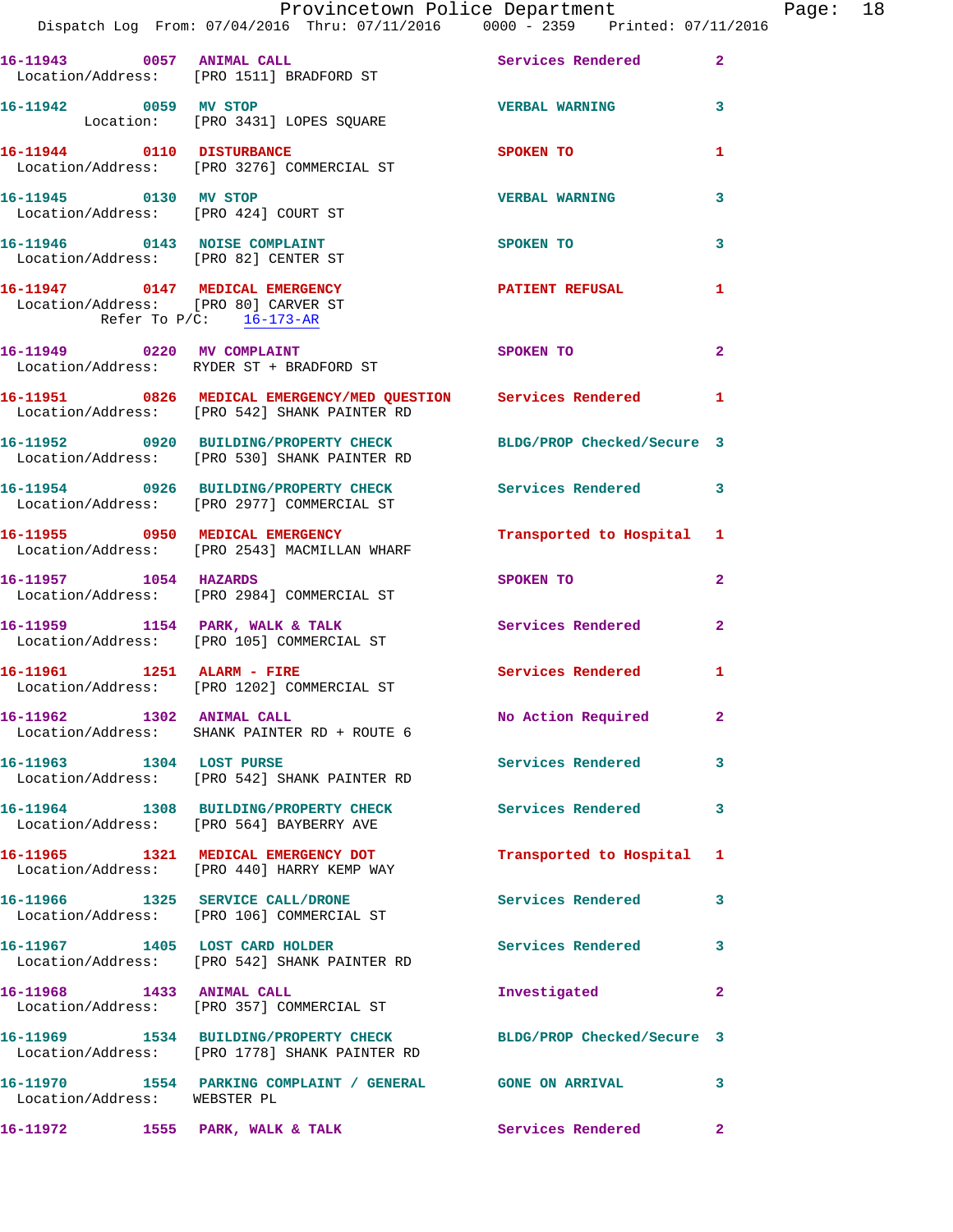16-11943 0057 ANIMAL CALL Services Rendered 2
Location/Address: [PRO 1511] BRADFORD ST

16-11942 0059 MV STOP VERBAL WARNING 3
Location: [PRO 3431] LOPES SQUARE

16-11944 0110 DISTURBANCE SPOKEN TO 1
Location/Address: [PRO 3276] COMMERCIAL ST

16-11945 0130 MV STOP VERBAL WARNING 3
Location/Address: [PRO 424] COURT ST

16-11946 0143 NOISE COMPLAINT SPOKEN TO 3
Location/Address: [PRO 82] CENTER ST

16-11947 0147 MEDICAL EMERGENCY PATIENT REFUSAL 1
Location/Address: [PRO 80] CARVER ST
Refer To P/C: 16-173-AR

16-11949 0220 MV COMPLAINT SPOKEN TO 2
Location/Address: RYDER ST + BRADFORD ST

16-11951 0826 MEDICAL EMERGENCY/MED QUESTION Services Rendered 1
Location/Address: [PRO 542] SHANK PAINTER RD

16-11952 0920 BUILDING/PROPERTY CHECK BLDG/PROP Checked/Secure 3
Location/Address: [PRO 530] SHANK PAINTER RD

16-11954 0926 BUILDING/PROPERTY CHECK Services Rendered 3
Location/Address: [PRO 2977] COMMERCIAL ST

16-11955 0950 MEDICAL EMERGENCY Transported to Hospital 1
Location/Address: [PRO 2543] MACMILLAN WHARF

16-11957 1054 HAZARDS SPOKEN TO 2
Location/Address: [PRO 2984] COMMERCIAL ST

16-11959 1154 PARK, WALK & TALK Services Rendered 2
Location/Address: [PRO 105] COMMERCIAL ST

16-11961 1251 ALARM - FIRE Services Rendered 1
Location/Address: [PRO 1202] COMMERCIAL ST

16-11962 1302 ANIMAL CALL No Action Required 2
Location/Address: SHANK PAINTER RD + ROUTE 6

16-11963 1304 LOST PURSE Services Rendered 3
Location/Address: [PRO 542] SHANK PAINTER RD

16-11964 1308 BUILDING/PROPERTY CHECK Services Rendered 3
Location/Address: [PRO 564] BAYBERRY AVE

16-11965 1321 MEDICAL EMERGENCY DOT Transported to Hospital 1
Location/Address: [PRO 440] HARRY KEMP WAY

16-11966 1325 SERVICE CALL/DRONE Services Rendered 3
Location/Address: [PRO 106] COMMERCIAL ST

16-11967 1405 LOST CARD HOLDER Services Rendered 3
Location/Address: [PRO 542] SHANK PAINTER RD

16-11968 1433 ANIMAL CALL Investigated 2
Location/Address: [PRO 357] COMMERCIAL ST

16-11969 1534 BUILDING/PROPERTY CHECK BLDG/PROP Checked/Secure 3
Location/Address: [PRO 1778] SHANK PAINTER RD

16-11970 1554 PARKING COMPLAINT / GENERAL GONE ON ARRIVAL 3
Location/Address: WEBSTER PL

16-11972 1555 PARK, WALK & TALK Services Rendered 2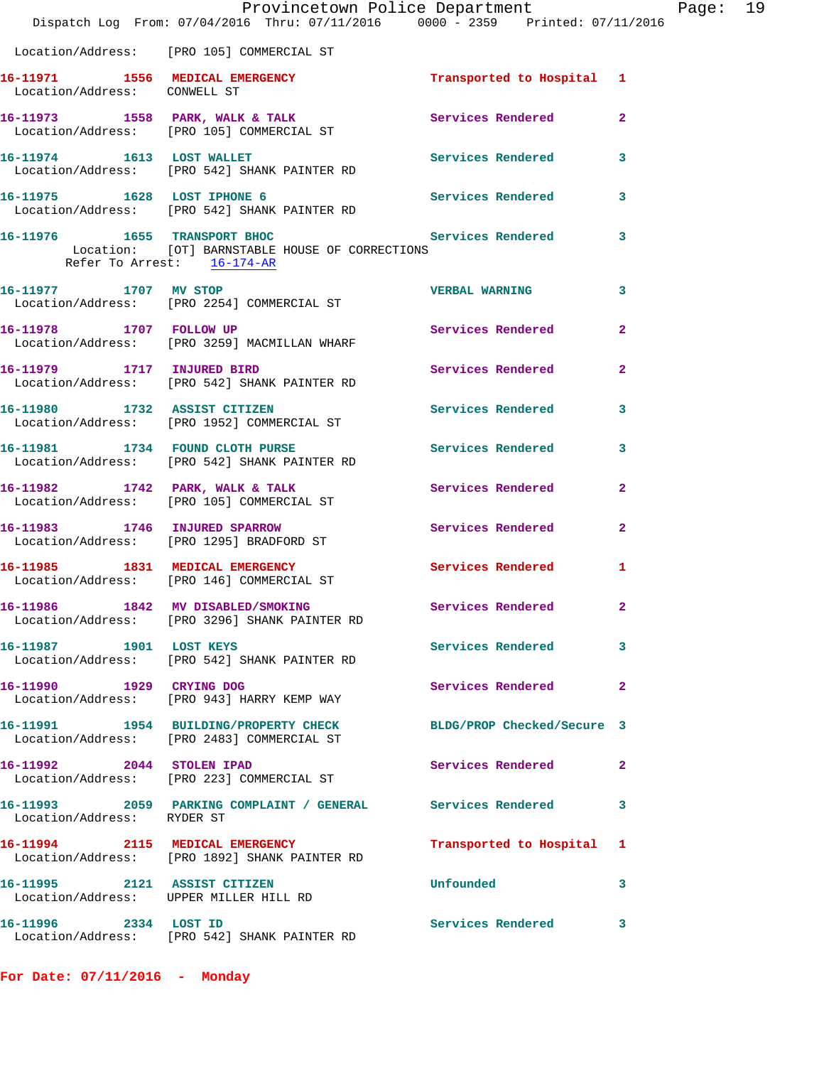Location/Address: [PRO 105] COMMERCIAL ST

**16-11971** 1556 **MEDICAL EMERGENCY** Transported to Hospital 1
Location/Address: CONWELL ST

**16-11973** 1558 **PARK, WALK & TALK** Services Rendered 2
Location/Address: [PRO 105] COMMERCIAL ST

**16-11974** 1613 **LOST WALLET** Services Rendered 3
Location/Address: [PRO 542] SHANK PAINTER RD

**16-11975** 1628 **LOST IPHONE 6** Services Rendered 3
Location/Address: [PRO 542] SHANK PAINTER RD

**16-11976** 1655 **TRANSPORT BHOC** Services Rendered 3
Location: [OT] BARNSTABLE HOUSE OF CORRECTIONS
Refer To Arrest: 16-174-AR

**16-11977** 1707 **MV STOP** VERBAL WARNING 3
Location/Address: [PRO 2254] COMMERCIAL ST

**16-11978** 1707 **FOLLOW UP** Services Rendered 2
Location/Address: [PRO 3259] MACMILLAN WHARF

**16-11979** 1717 **INJURED BIRD** Services Rendered 2
Location/Address: [PRO 542] SHANK PAINTER RD

**16-11980** 1732 **ASSIST CITIZEN** Services Rendered 3
Location/Address: [PRO 1952] COMMERCIAL ST

**16-11981** 1734 **FOUND CLOTH PURSE** Services Rendered 3
Location/Address: [PRO 542] SHANK PAINTER RD

**16-11982** 1742 **PARK, WALK & TALK** Services Rendered 2
Location/Address: [PRO 105] COMMERCIAL ST

**16-11983** 1746 **INJURED SPARROW** Services Rendered 2
Location/Address: [PRO 1295] BRADFORD ST

**16-11985** 1831 **MEDICAL EMERGENCY** Services Rendered 1
Location/Address: [PRO 146] COMMERCIAL ST

**16-11986** 1842 **MV DISABLED/SMOKING** Services Rendered 2
Location/Address: [PRO 3296] SHANK PAINTER RD

**16-11987** 1901 **LOST KEYS** Services Rendered 3
Location/Address: [PRO 542] SHANK PAINTER RD

**16-11990** 1929 **CRYING DOG** Services Rendered 2
Location/Address: [PRO 943] HARRY KEMP WAY

**16-11991** 1954 **BUILDING/PROPERTY CHECK** BLDG/PROP Checked/Secure 3
Location/Address: [PRO 2483] COMMERCIAL ST

**16-11992** 2044 **STOLEN IPAD** Services Rendered 2
Location/Address: [PRO 223] COMMERCIAL ST

**16-11993** 2059 **PARKING COMPLAINT / GENERAL** Services Rendered 3
Location/Address: RYDER ST

**16-11994** 2115 **MEDICAL EMERGENCY** Transported to Hospital 1
Location/Address: [PRO 1892] SHANK PAINTER RD

**16-11995** 2121 **ASSIST CITIZEN** Unfounded 3
Location/Address: UPPER MILLER HILL RD

**16-11996** 2334 **LOST ID** Services Rendered 3
Location/Address: [PRO 542] SHANK PAINTER RD

**For Date: 07/11/2016 - Monday**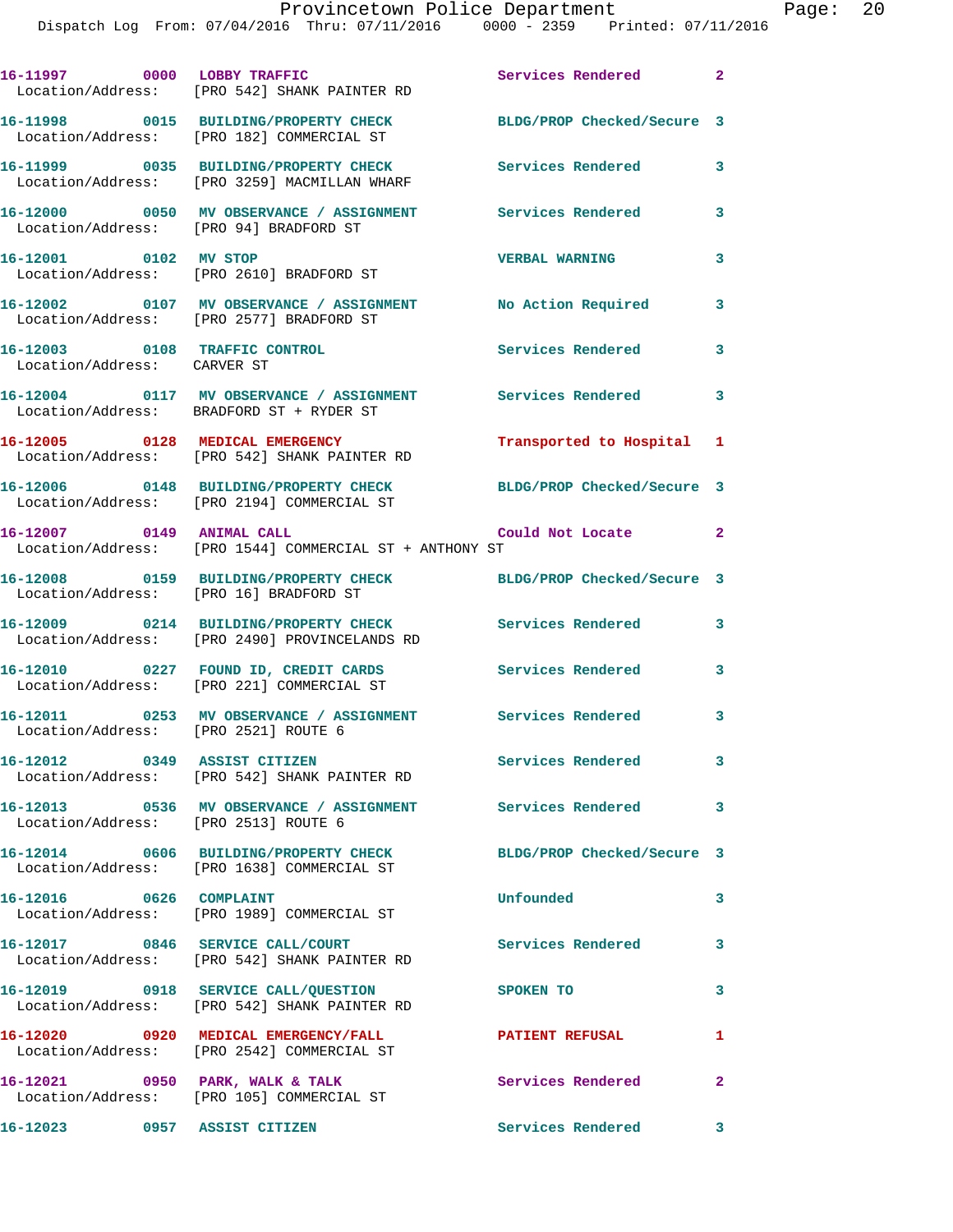16-11997 0000 LOBBY TRAFFIC Services Rendered 2
Location/Address: [PRO 542] SHANK PAINTER RD

16-11998 0015 BUILDING/PROPERTY CHECK BLDG/PROP Checked/Secure 3
Location/Address: [PRO 182] COMMERCIAL ST

16-11999 0035 BUILDING/PROPERTY CHECK Services Rendered 3
Location/Address: [PRO 3259] MACMILLAN WHARF

16-12000 0050 MV OBSERVANCE / ASSIGNMENT Services Rendered 3
Location/Address: [PRO 94] BRADFORD ST

16-12001 0102 MV STOP VERBAL WARNING 3
Location/Address: [PRO 2610] BRADFORD ST

16-12002 0107 MV OBSERVANCE / ASSIGNMENT No Action Required 3
Location/Address: [PRO 2577] BRADFORD ST

16-12003 0108 TRAFFIC CONTROL Services Rendered 3
Location/Address: CARVER ST

16-12004 0117 MV OBSERVANCE / ASSIGNMENT Services Rendered 3
Location/Address: BRADFORD ST + RYDER ST

16-12005 0128 MEDICAL EMERGENCY Transported to Hospital 1
Location/Address: [PRO 542] SHANK PAINTER RD

16-12006 0148 BUILDING/PROPERTY CHECK BLDG/PROP Checked/Secure 3
Location/Address: [PRO 2194] COMMERCIAL ST

16-12007 0149 ANIMAL CALL Could Not Locate 2
Location/Address: [PRO 1544] COMMERCIAL ST + ANTHONY ST

16-12008 0159 BUILDING/PROPERTY CHECK BLDG/PROP Checked/Secure 3
Location/Address: [PRO 16] BRADFORD ST

16-12009 0214 BUILDING/PROPERTY CHECK Services Rendered 3
Location/Address: [PRO 2490] PROVINCELANDS RD

16-12010 0227 FOUND ID, CREDIT CARDS Services Rendered 3
Location/Address: [PRO 221] COMMERCIAL ST

16-12011 0253 MV OBSERVANCE / ASSIGNMENT Services Rendered 3
Location/Address: [PRO 2521] ROUTE 6

16-12012 0349 ASSIST CITIZEN Services Rendered 3
Location/Address: [PRO 542] SHANK PAINTER RD

16-12013 0536 MV OBSERVANCE / ASSIGNMENT Services Rendered 3
Location/Address: [PRO 2513] ROUTE 6

16-12014 0606 BUILDING/PROPERTY CHECK BLDG/PROP Checked/Secure 3
Location/Address: [PRO 1638] COMMERCIAL ST

16-12016 0626 COMPLAINT Unfounded 3
Location/Address: [PRO 1989] COMMERCIAL ST

16-12017 0846 SERVICE CALL/COURT Services Rendered 3
Location/Address: [PRO 542] SHANK PAINTER RD

16-12019 0918 SERVICE CALL/QUESTION SPOKEN TO 3
Location/Address: [PRO 542] SHANK PAINTER RD

16-12020 0920 MEDICAL EMERGENCY/FALL PATIENT REFUSAL 1
Location/Address: [PRO 2542] COMMERCIAL ST

16-12021 0950 PARK, WALK & TALK Services Rendered 2
Location/Address: [PRO 105] COMMERCIAL ST

16-12023 0957 ASSIST CITIZEN Services Rendered 3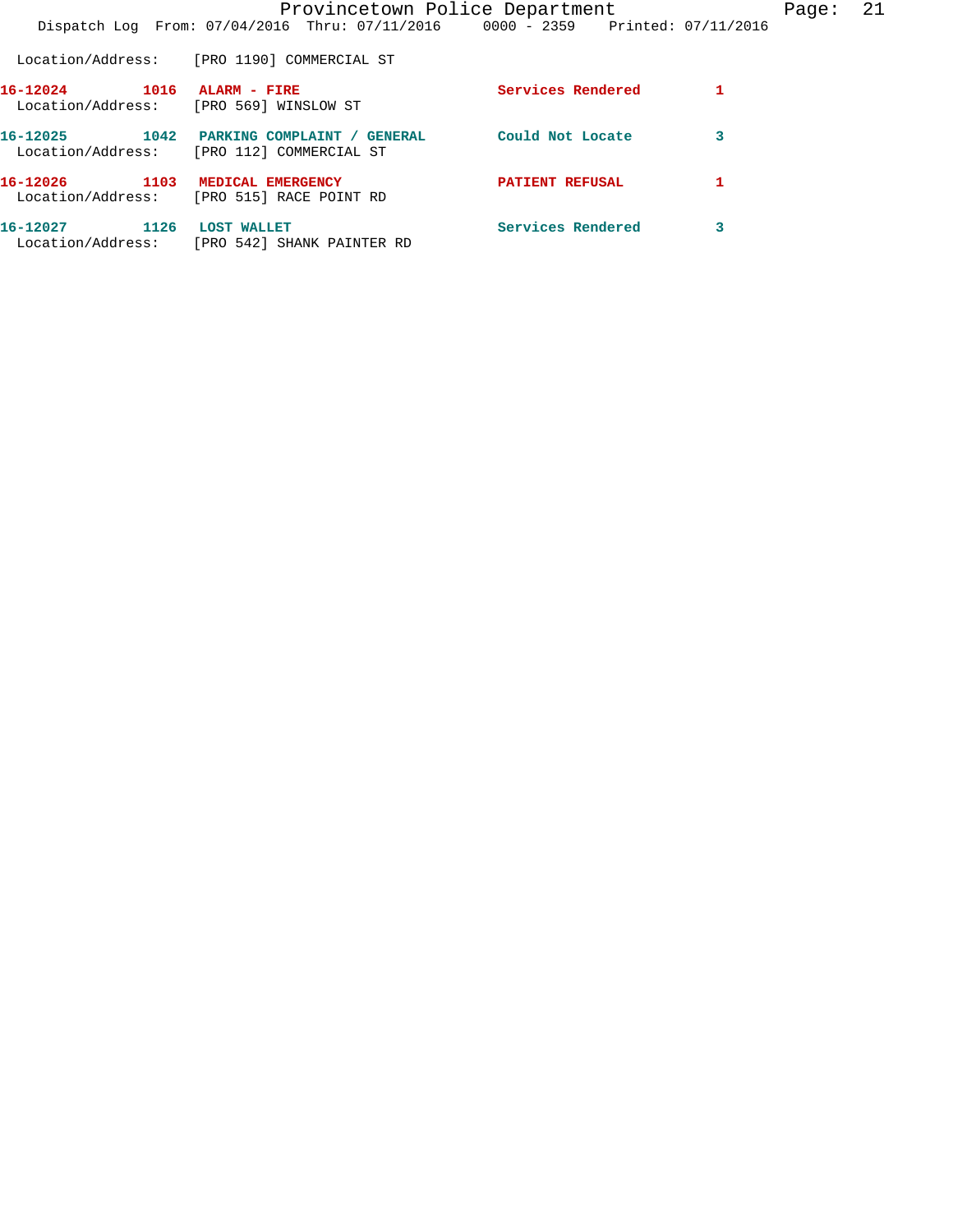Location/Address: [PRO 1190] COMMERCIAL ST

**16-12024 1016 ALARM - FIRE** Services Rendered 1
Location/Address: [PRO 569] WINSLOW ST

**16-12025 1042 PARKING COMPLAINT / GENERAL** Could Not Locate 3
Location/Address: [PRO 112] COMMERCIAL ST

**16-12026 1103 MEDICAL EMERGENCY** PATIENT REFUSAL 1
Location/Address: [PRO 515] RACE POINT RD

**16-12027 1126 LOST WALLET** Services Rendered 3
Location/Address: [PRO 542] SHANK PAINTER RD